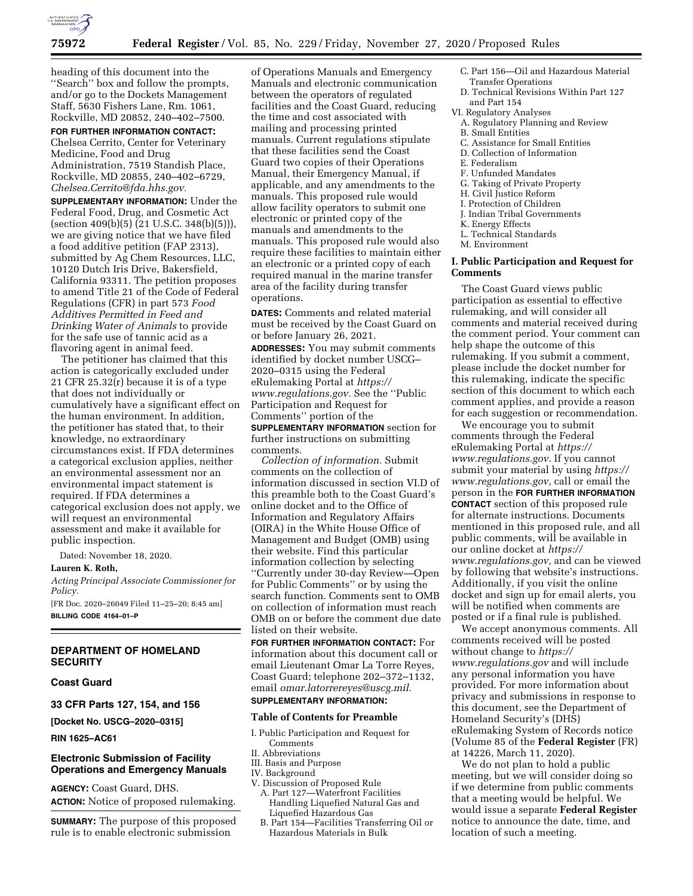heading of this document into the ''Search'' box and follow the prompts, and/or go to the Dockets Management Staff, 5630 Fishers Lane, Rm. 1061, Rockville, MD 20852, 240–402–7500.

**FOR FURTHER INFORMATION CONTACT:** Chelsea Cerrito, Center for Veterinary Medicine, Food and Drug Administration, 7519 Standish Place, Rockville, MD 20855, 240–402–6729, *Chelsea.Cerrito@fda.hhs.gov.*

**SUPPLEMENTARY INFORMATION:** Under the Federal Food, Drug, and Cosmetic Act (section 409(b)(5) (21 U.S.C. 348(b)(5))), we are giving notice that we have filed a food additive petition (FAP 2313), submitted by Ag Chem Resources, LLC, 10120 Dutch Iris Drive, Bakersfield, California 93311. The petition proposes to amend Title 21 of the Code of Federal Regulations (CFR) in part 573 *Food Additives Permitted in Feed and Drinking Water of Animals* to provide for the safe use of tannic acid as a flavoring agent in animal feed.

The petitioner has claimed that this action is categorically excluded under 21 CFR 25.32(r) because it is of a type that does not individually or cumulatively have a significant effect on the human environment. In addition, the petitioner has stated that, to their knowledge, no extraordinary circumstances exist. If FDA determines a categorical exclusion applies, neither an environmental assessment nor an environmental impact statement is required. If FDA determines a categorical exclusion does not apply, we will request an environmental assessment and make it available for public inspection.

Dated: November 18, 2020.

**Lauren K. Roth,**

*Acting Principal Associate Commissioner for Policy.*

[FR Doc. 2020–26049 Filed 11–25–20; 8:45 am]

**BILLING CODE 4164–01–P**

---

## DEPARTMENT OF HOMELAND SECURITY

### Coast Guard

### 33 CFR Parts 127, 154, and 156

**[Docket No. USCG–2020–0315]**

**RIN 1625–AC61**

### Electronic Submission of Facility Operations and Emergency Manuals

**AGENCY:** Coast Guard, DHS.

**ACTION:** Notice of proposed rulemaking.

**SUMMARY:** The purpose of this proposed rule is to enable electronic submission of Operations Manuals and Emergency Manuals and electronic communication between the operators of regulated facilities and the Coast Guard, reducing the time and cost associated with mailing and processing printed manuals. Current regulations stipulate that these facilities send the Coast Guard two copies of their Operations Manual, their Emergency Manual, if applicable, and any amendments to the manuals. This proposed rule would allow facility operators to submit one electronic or printed copy of the manuals and amendments to the manuals. This proposed rule would also require these facilities to maintain either an electronic or a printed copy of each required manual in the marine transfer area of the facility during transfer operations.

**DATES:** Comments and related material must be received by the Coast Guard on or before January 26, 2021.

**ADDRESSES:** You may submit comments identified by docket number USCG–2020–0315 using the Federal eRulemaking Portal at *https://www.regulations.gov.* See the ''Public Participation and Request for Comments'' portion of the **SUPPLEMENTARY INFORMATION** section for further instructions on submitting comments.

*Collection of information.* Submit comments on the collection of information discussed in section VI.D of this preamble both to the Coast Guard's online docket and to the Office of Information and Regulatory Affairs (OIRA) in the White House Office of Management and Budget (OMB) using their website. Find this particular information collection by selecting ''Currently under 30-day Review—Open for Public Comments'' or by using the search function. Comments sent to OMB on collection of information must reach OMB on or before the comment due date listed on their website.

**FOR FURTHER INFORMATION CONTACT:** For information about this document call or email Lieutenant Omar La Torre Reyes, Coast Guard; telephone 202–372–1132, email *omar.latorrereyes@uscg.mil.*

**SUPPLEMENTARY INFORMATION:**

#### Table of Contents for Preamble

- I. Public Participation and Request for Comments
- II. Abbreviations
- III. Basis and Purpose
- IV. Background
- V. Discussion of Proposed Rule
  - A. Part 127—Waterfront Facilities Handling Liquefied Natural Gas and Liquefied Hazardous Gas
  - B. Part 154—Facilities Transferring Oil or Hazardous Materials in Bulk
  - C. Part 156—Oil and Hazardous Material Transfer Operations
  - D. Technical Revisions Within Part 127 and Part 154
- VI. Regulatory Analyses
  - A. Regulatory Planning and Review
  - B. Small Entities
  - C. Assistance for Small Entities
  - D. Collection of Information
  - E. Federalism
  - F. Unfunded Mandates
  - G. Taking of Private Property
  - H. Civil Justice Reform
  - I. Protection of Children
  - J. Indian Tribal Governments
  - K. Energy Effects
  - L. Technical Standards
  - M. Environment

#### I. Public Participation and Request for Comments

The Coast Guard views public participation as essential to effective rulemaking, and will consider all comments and material received during the comment period. Your comment can help shape the outcome of this rulemaking. If you submit a comment, please include the docket number for this rulemaking, indicate the specific section of this document to which each comment applies, and provide a reason for each suggestion or recommendation.

We encourage you to submit comments through the Federal eRulemaking Portal at *https://www.regulations.gov.* If you cannot submit your material by using *https://www.regulations.gov,* call or email the person in the **FOR FURTHER INFORMATION CONTACT** section of this proposed rule for alternate instructions. Documents mentioned in this proposed rule, and all public comments, will be available in our online docket at *https://www.regulations.gov,* and can be viewed by following that website's instructions. Additionally, if you visit the online docket and sign up for email alerts, you will be notified when comments are posted or if a final rule is published.

We accept anonymous comments. All comments received will be posted without change to *https://www.regulations.gov* and will include any personal information you have provided. For more information about privacy and submissions in response to this document, see the Department of Homeland Security's (DHS) eRulemaking System of Records notice (Volume 85 of the **Federal Register** (FR) at 14226, March 11, 2020).

We do not plan to hold a public meeting, but we will consider doing so if we determine from public comments that a meeting would be helpful. We would issue a separate **Federal Register** notice to announce the date, time, and location of such a meeting.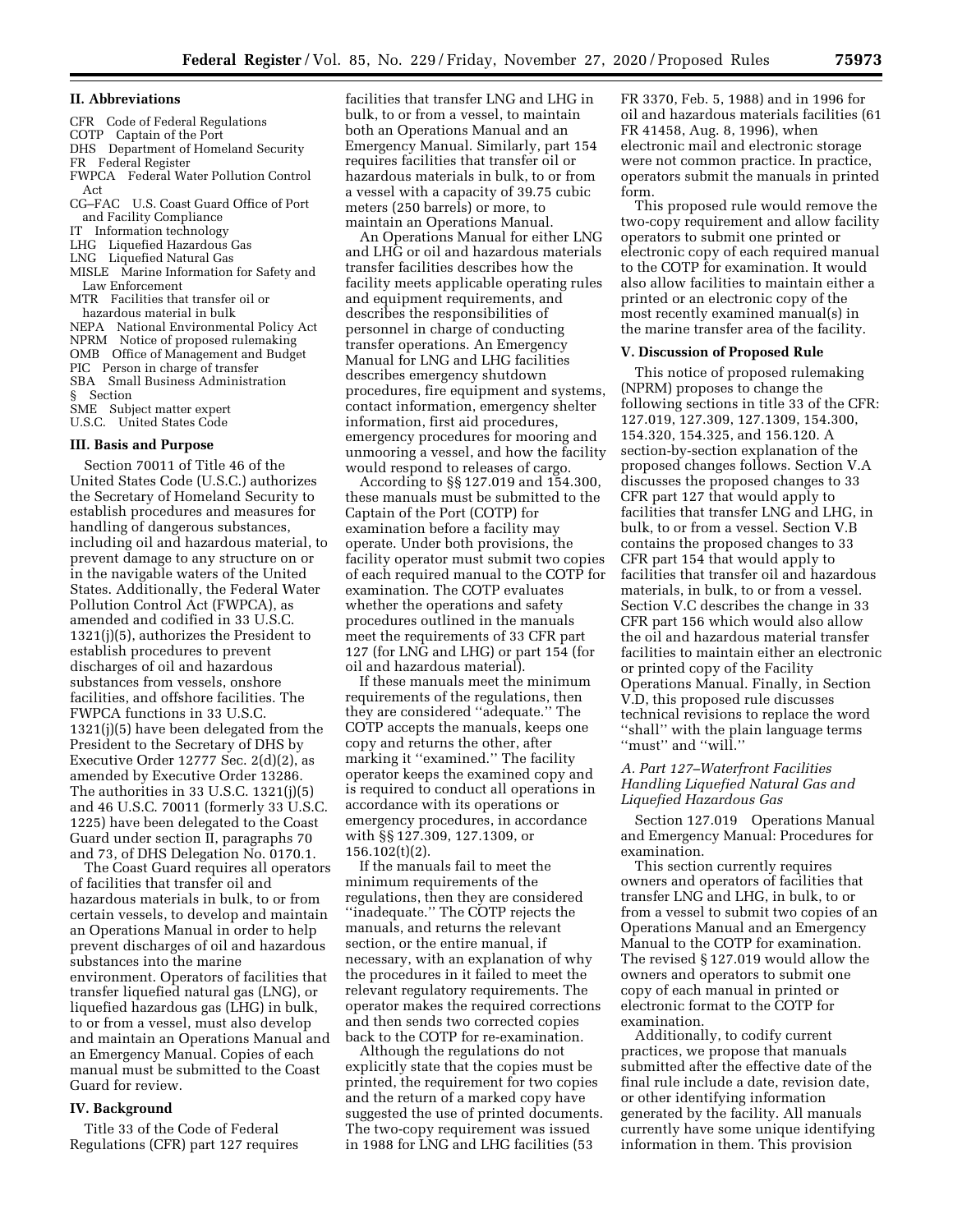## II. Abbreviations

CFR Code of Federal Regulations
COTP Captain of the Port
DHS Department of Homeland Security
FR Federal Register
FWPCA Federal Water Pollution Control Act
CG–FAC U.S. Coast Guard Office of Port and Facility Compliance
IT Information technology
LHG Liquefied Hazardous Gas
LNG Liquefied Natural Gas
MISLE Marine Information for Safety and Law Enforcement
MTR Facilities that transfer oil or hazardous material in bulk
NEPA National Environmental Policy Act
NPRM Notice of proposed rulemaking
OMB Office of Management and Budget
PIC Person in charge of transfer
SBA Small Business Administration
§ Section
SME Subject matter expert
U.S.C. United States Code

## III. Basis and Purpose

Section 70011 of Title 46 of the United States Code (U.S.C.) authorizes the Secretary of Homeland Security to establish procedures and measures for handling of dangerous substances, including oil and hazardous material, to prevent damage to any structure on or in the navigable waters of the United States. Additionally, the Federal Water Pollution Control Act (FWPCA), as amended and codified in 33 U.S.C. 1321(j)(5), authorizes the President to establish procedures to prevent discharges of oil and hazardous substances from vessels, onshore facilities, and offshore facilities. The FWPCA functions in 33 U.S.C. 1321(j)(5) have been delegated from the President to the Secretary of DHS by Executive Order 12777 Sec. 2(d)(2), as amended by Executive Order 13286. The authorities in 33 U.S.C. 1321(j)(5) and 46 U.S.C. 70011 (formerly 33 U.S.C. 1225) have been delegated to the Coast Guard under section II, paragraphs 70 and 73, of DHS Delegation No. 0170.1.

The Coast Guard requires all operators of facilities that transfer oil and hazardous materials in bulk, to or from certain vessels, to develop and maintain an Operations Manual in order to help prevent discharges of oil and hazardous substances into the marine environment. Operators of facilities that transfer liquefied natural gas (LNG), or liquefied hazardous gas (LHG) in bulk, to or from a vessel, must also develop and maintain an Operations Manual and an Emergency Manual. Copies of each manual must be submitted to the Coast Guard for review.

## IV. Background

Title 33 of the Code of Federal Regulations (CFR) part 127 requires facilities that transfer LNG and LHG in bulk, to or from a vessel, to maintain both an Operations Manual and an Emergency Manual. Similarly, part 154 requires facilities that transfer oil or hazardous materials in bulk, to or from a vessel with a capacity of 39.75 cubic meters (250 barrels) or more, to maintain an Operations Manual.

An Operations Manual for either LNG and LHG or oil and hazardous materials transfer facilities describes how the facility meets applicable operating rules and equipment requirements, and describes the responsibilities of personnel in charge of conducting transfer operations. An Emergency Manual for LNG and LHG facilities describes emergency shutdown procedures, fire equipment and systems, contact information, emergency shelter information, first aid procedures, emergency procedures for mooring and unmooring a vessel, and how the facility would respond to releases of cargo.

According to §§ 127.019 and 154.300, these manuals must be submitted to the Captain of the Port (COTP) for examination before a facility may operate. Under both provisions, the facility operator must submit two copies of each required manual to the COTP for examination. The COTP evaluates whether the operations and safety procedures outlined in the manuals meet the requirements of 33 CFR part 127 (for LNG and LHG) or part 154 (for oil and hazardous material).

If these manuals meet the minimum requirements of the regulations, then they are considered ''adequate.'' The COTP accepts the manuals, keeps one copy and returns the other, after marking it ''examined.'' The facility operator keeps the examined copy and is required to conduct all operations in accordance with its operations or emergency procedures, in accordance with §§ 127.309, 127.1309, or 156.102(t)(2).

If the manuals fail to meet the minimum requirements of the regulations, then they are considered ''inadequate.'' The COTP rejects the manuals, and returns the relevant section, or the entire manual, if necessary, with an explanation of why the procedures in it failed to meet the relevant regulatory requirements. The operator makes the required corrections and then sends two corrected copies back to the COTP for re-examination.

Although the regulations do not explicitly state that the copies must be printed, the requirement for two copies and the return of a marked copy have suggested the use of printed documents. The two-copy requirement was issued in 1988 for LNG and LHG facilities (53 FR 3370, Feb. 5, 1988) and in 1996 for oil and hazardous materials facilities (61 FR 41458, Aug. 8, 1996), when electronic mail and electronic storage were not common practice. In practice, operators submit the manuals in printed form.

This proposed rule would remove the two-copy requirement and allow facility operators to submit one printed or electronic copy of each required manual to the COTP for examination. It would also allow facilities to maintain either a printed or an electronic copy of the most recently examined manual(s) in the marine transfer area of the facility.

## V. Discussion of Proposed Rule

This notice of proposed rulemaking (NPRM) proposes to change the following sections in title 33 of the CFR: 127.019, 127.309, 127.1309, 154.300, 154.320, 154.325, and 156.120. A section-by-section explanation of the proposed changes follows. Section V.A discusses the proposed changes to 33 CFR part 127 that would apply to facilities that transfer LNG and LHG, in bulk, to or from a vessel. Section V.B contains the proposed changes to 33 CFR part 154 that would apply to facilities that transfer oil and hazardous materials, in bulk, to or from a vessel. Section V.C describes the change in 33 CFR part 156 which would also allow the oil and hazardous material transfer facilities to maintain either an electronic or printed copy of the Facility Operations Manual. Finally, in Section V.D, this proposed rule discusses technical revisions to replace the word ''shall'' with the plain language terms ''must'' and ''will.''

### *A. Part 127–Waterfront Facilities Handling Liquefied Natural Gas and Liquefied Hazardous Gas*

Section 127.019 Operations Manual and Emergency Manual: Procedures for examination.

This section currently requires owners and operators of facilities that transfer LNG and LHG, in bulk, to or from a vessel to submit two copies of an Operations Manual and an Emergency Manual to the COTP for examination. The revised § 127.019 would allow the owners and operators to submit one copy of each manual in printed or electronic format to the COTP for examination.

Additionally, to codify current practices, we propose that manuals submitted after the effective date of the final rule include a date, revision date, or other identifying information generated by the facility. All manuals currently have some unique identifying information in them. This provision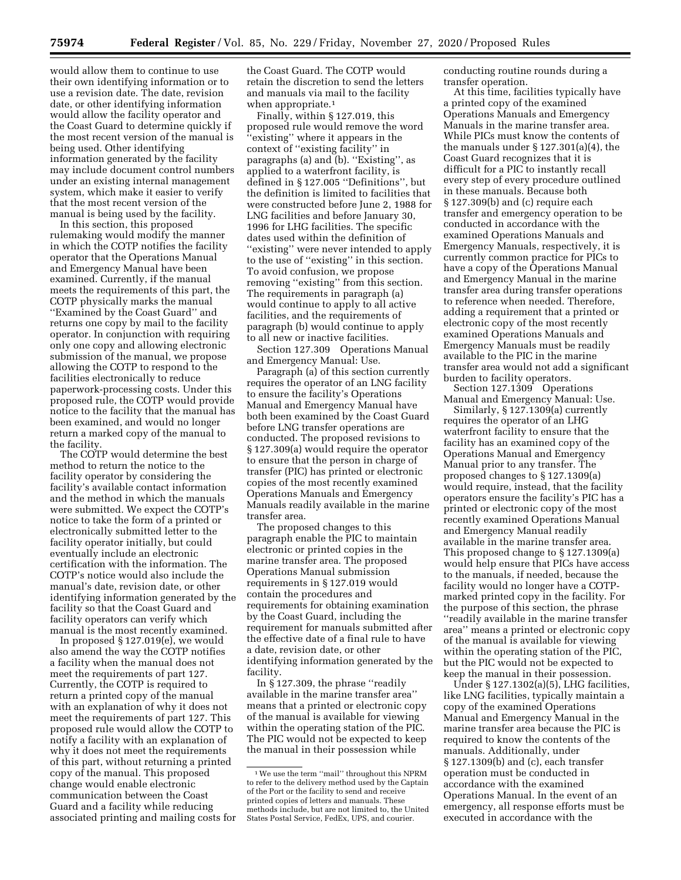would allow them to continue to use their own identifying information or to use a revision date. The date, revision date, or other identifying information would allow the facility operator and the Coast Guard to determine quickly if the most recent version of the manual is being used. Other identifying information generated by the facility may include document control numbers under an existing internal management system, which make it easier to verify that the most recent version of the manual is being used by the facility.

In this section, this proposed rulemaking would modify the manner in which the COTP notifies the facility operator that the Operations Manual and Emergency Manual have been examined. Currently, if the manual meets the requirements of this part, the COTP physically marks the manual ''Examined by the Coast Guard'' and returns one copy by mail to the facility operator. In conjunction with requiring only one copy and allowing electronic submission of the manual, we propose allowing the COTP to respond to the facilities electronically to reduce paperwork-processing costs. Under this proposed rule, the COTP would provide notice to the facility that the manual has been examined, and would no longer return a marked copy of the manual to the facility.

The COTP would determine the best method to return the notice to the facility operator by considering the facility's available contact information and the method in which the manuals were submitted. We expect the COTP's notice to take the form of a printed or electronically submitted letter to the facility operator initially, but could eventually include an electronic certification with the information. The COTP's notice would also include the manual's date, revision date, or other identifying information generated by the facility so that the Coast Guard and facility operators can verify which manual is the most recently examined.

In proposed § 127.019(e), we would also amend the way the COTP notifies a facility when the manual does not meet the requirements of part 127. Currently, the COTP is required to return a printed copy of the manual with an explanation of why it does not meet the requirements of part 127. This proposed rule would allow the COTP to notify a facility with an explanation of why it does not meet the requirements of this part, without returning a printed copy of the manual. This proposed change would enable electronic communication between the Coast Guard and a facility while reducing associated printing and mailing costs for the Coast Guard. The COTP would retain the discretion to send the letters and manuals via mail to the facility when appropriate.[1]

Finally, within § 127.019, this proposed rule would remove the word ''existing'' where it appears in the context of ''existing facility'' in paragraphs (a) and (b). ''Existing'', as applied to a waterfront facility, is defined in § 127.005 ''Definitions'', but the definition is limited to facilities that were constructed before June 2, 1988 for LNG facilities and before January 30, 1996 for LHG facilities. The specific dates used within the definition of ''existing'' were never intended to apply to the use of ''existing'' in this section. To avoid confusion, we propose removing ''existing'' from this section. The requirements in paragraph (a) would continue to apply to all active facilities, and the requirements of paragraph (b) would continue to apply to all new or inactive facilities.

Section 127.309 Operations Manual and Emergency Manual: Use.

Paragraph (a) of this section currently requires the operator of an LNG facility to ensure the facility's Operations Manual and Emergency Manual have both been examined by the Coast Guard before LNG transfer operations are conducted. The proposed revisions to § 127.309(a) would require the operator to ensure that the person in charge of transfer (PIC) has printed or electronic copies of the most recently examined Operations Manuals and Emergency Manuals readily available in the marine transfer area.

The proposed changes to this paragraph enable the PIC to maintain electronic or printed copies in the marine transfer area. The proposed Operations Manual submission requirements in § 127.019 would contain the procedures and requirements for obtaining examination by the Coast Guard, including the requirement for manuals submitted after the effective date of a final rule to have a date, revision date, or other identifying information generated by the facility.

In § 127.309, the phrase ''readily available in the marine transfer area'' means that a printed or electronic copy of the manual is available for viewing within the operating station of the PIC. The PIC would not be expected to keep the manual in their possession while conducting routine rounds during a transfer operation.

At this time, facilities typically have a printed copy of the examined Operations Manuals and Emergency Manuals in the marine transfer area. While PICs must know the contents of the manuals under § 127.301(a)(4), the Coast Guard recognizes that it is difficult for a PIC to instantly recall every step of every procedure outlined in these manuals. Because both § 127.309(b) and (c) require each transfer and emergency operation to be conducted in accordance with the examined Operations Manuals and Emergency Manuals, respectively, it is currently common practice for PICs to have a copy of the Operations Manual and Emergency Manual in the marine transfer area during transfer operations to reference when needed. Therefore, adding a requirement that a printed or electronic copy of the most recently examined Operations Manuals and Emergency Manuals must be readily available to the PIC in the marine transfer area would not add a significant burden to facility operators.

Section 127.1309 Operations Manual and Emergency Manual: Use.

Similarly, § 127.1309(a) currently requires the operator of an LHG waterfront facility to ensure that the facility has an examined copy of the Operations Manual and Emergency Manual prior to any transfer. The proposed changes to § 127.1309(a) would require, instead, that the facility operators ensure the facility's PIC has a printed or electronic copy of the most recently examined Operations Manual and Emergency Manual readily available in the marine transfer area. This proposed change to § 127.1309(a) would help ensure that PICs have access to the manuals, if needed, because the facility would no longer have a COTP-marked printed copy in the facility. For the purpose of this section, the phrase ''readily available in the marine transfer area'' means a printed or electronic copy of the manual is available for viewing within the operating station of the PIC, but the PIC would not be expected to keep the manual in their possession.

Under § 127.1302(a)(5), LHG facilities, like LNG facilities, typically maintain a copy of the examined Operations Manual and Emergency Manual in the marine transfer area because the PIC is required to know the contents of the manuals. Additionally, under § 127.1309(b) and (c), each transfer operation must be conducted in accordance with the examined Operations Manual. In the event of an emergency, all response efforts must be executed in accordance with the

[1] We use the term ''mail'' throughout this NPRM to refer to the delivery method used by the Captain of the Port or the facility to send and receive printed copies of letters and manuals. These methods include, but are not limited to, the United States Postal Service, FedEx, UPS, and courier.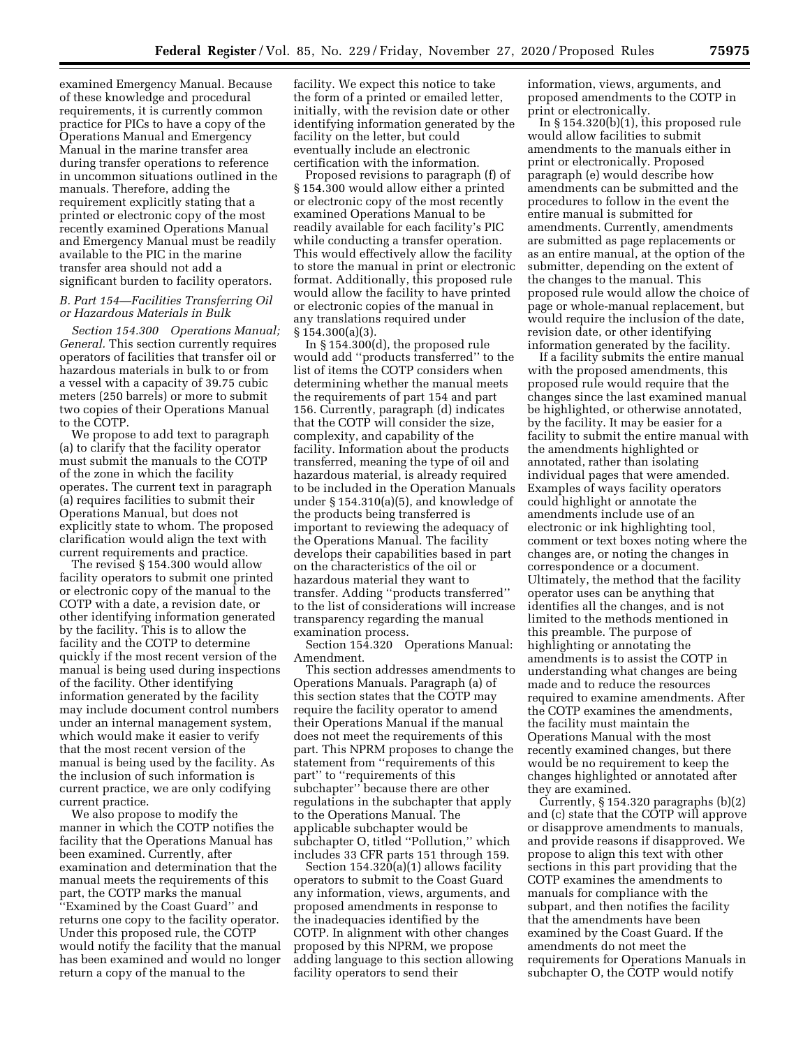examined Emergency Manual. Because of these knowledge and procedural requirements, it is currently common practice for PICs to have a copy of the Operations Manual and Emergency Manual in the marine transfer area during transfer operations to reference in uncommon situations outlined in the manuals. Therefore, adding the requirement explicitly stating that a printed or electronic copy of the most recently examined Operations Manual and Emergency Manual must be readily available to the PIC in the marine transfer area should not add a significant burden to facility operators.

### *B. Part 154—Facilities Transferring Oil or Hazardous Materials in Bulk*

*Section 154.300 Operations Manual; General.* This section currently requires operators of facilities that transfer oil or hazardous materials in bulk to or from a vessel with a capacity of 39.75 cubic meters (250 barrels) or more to submit two copies of their Operations Manual to the COTP.

We propose to add text to paragraph (a) to clarify that the facility operator must submit the manuals to the COTP of the zone in which the facility operates. The current text in paragraph (a) requires facilities to submit their Operations Manual, but does not explicitly state to whom. The proposed clarification would align the text with current requirements and practice.

The revised § 154.300 would allow facility operators to submit one printed or electronic copy of the manual to the COTP with a date, a revision date, or other identifying information generated by the facility. This is to allow the facility and the COTP to determine quickly if the most recent version of the manual is being used during inspections of the facility. Other identifying information generated by the facility may include document control numbers under an internal management system, which would make it easier to verify that the most recent version of the manual is being used by the facility. As the inclusion of such information is current practice, we are only codifying current practice.

We also propose to modify the manner in which the COTP notifies the facility that the Operations Manual has been examined. Currently, after examination and determination that the manual meets the requirements of this part, the COTP marks the manual ''Examined by the Coast Guard'' and returns one copy to the facility operator. Under this proposed rule, the COTP would notify the facility that the manual has been examined and would no longer return a copy of the manual to the facility. We expect this notice to take the form of a printed or emailed letter, initially, with the revision date or other identifying information generated by the facility on the letter, but could eventually include an electronic certification with the information.

Proposed revisions to paragraph (f) of § 154.300 would allow either a printed or electronic copy of the most recently examined Operations Manual to be readily available for each facility's PIC while conducting a transfer operation. This would effectively allow the facility to store the manual in print or electronic format. Additionally, this proposed rule would allow the facility to have printed or electronic copies of the manual in any translations required under § 154.300(a)(3).

In § 154.300(d), the proposed rule would add ''products transferred'' to the list of items the COTP considers when determining whether the manual meets the requirements of part 154 and part 156. Currently, paragraph (d) indicates that the COTP will consider the size, complexity, and capability of the facility. Information about the products transferred, meaning the type of oil and hazardous material, is already required to be included in the Operation Manuals under § 154.310(a)(5), and knowledge of the products being transferred is important to reviewing the adequacy of the Operations Manual. The facility develops their capabilities based in part on the characteristics of the oil or hazardous material they want to transfer. Adding ''products transferred'' to the list of considerations will increase transparency regarding the manual examination process.

Section 154.320 Operations Manual: Amendment.

This section addresses amendments to Operations Manuals. Paragraph (a) of this section states that the COTP may require the facility operator to amend their Operations Manual if the manual does not meet the requirements of this part. This NPRM proposes to change the statement from ''requirements of this part'' to ''requirements of this subchapter'' because there are other regulations in the subchapter that apply to the Operations Manual. The applicable subchapter would be subchapter O, titled ''Pollution,'' which includes 33 CFR parts 151 through 159.

Section 154.320(a)(1) allows facility operators to submit to the Coast Guard any information, views, arguments, and proposed amendments in response to the inadequacies identified by the COTP. In alignment with other changes proposed by this NPRM, we propose adding language to this section allowing facility operators to send their information, views, arguments, and proposed amendments to the COTP in print or electronically.

In § 154.320(b)(1), this proposed rule would allow facilities to submit amendments to the manuals either in print or electronically. Proposed paragraph (e) would describe how amendments can be submitted and the procedures to follow in the event the entire manual is submitted for amendments. Currently, amendments are submitted as page replacements or as an entire manual, at the option of the submitter, depending on the extent of the changes to the manual. This proposed rule would allow the choice of page or whole-manual replacement, but would require the inclusion of the date, revision date, or other identifying information generated by the facility.

If a facility submits the entire manual with the proposed amendments, this proposed rule would require that the changes since the last examined manual be highlighted, or otherwise annotated, by the facility. It may be easier for a facility to submit the entire manual with the amendments highlighted or annotated, rather than isolating individual pages that were amended. Examples of ways facility operators could highlight or annotate the amendments include use of an electronic or ink highlighting tool, comment or text boxes noting where the changes are, or noting the changes in correspondence or a document. Ultimately, the method that the facility operator uses can be anything that identifies all the changes, and is not limited to the methods mentioned in this preamble. The purpose of highlighting or annotating the amendments is to assist the COTP in understanding what changes are being made and to reduce the resources required to examine amendments. After the COTP examines the amendments, the facility must maintain the Operations Manual with the most recently examined changes, but there would be no requirement to keep the changes highlighted or annotated after they are examined.

Currently, § 154.320 paragraphs (b)(2) and (c) state that the COTP will approve or disapprove amendments to manuals, and provide reasons if disapproved. We propose to align this text with other sections in this part providing that the COTP examines the amendments to manuals for compliance with the subpart, and then notifies the facility that the amendments have been examined by the Coast Guard. If the amendments do not meet the requirements for Operations Manuals in subchapter O, the COTP would notify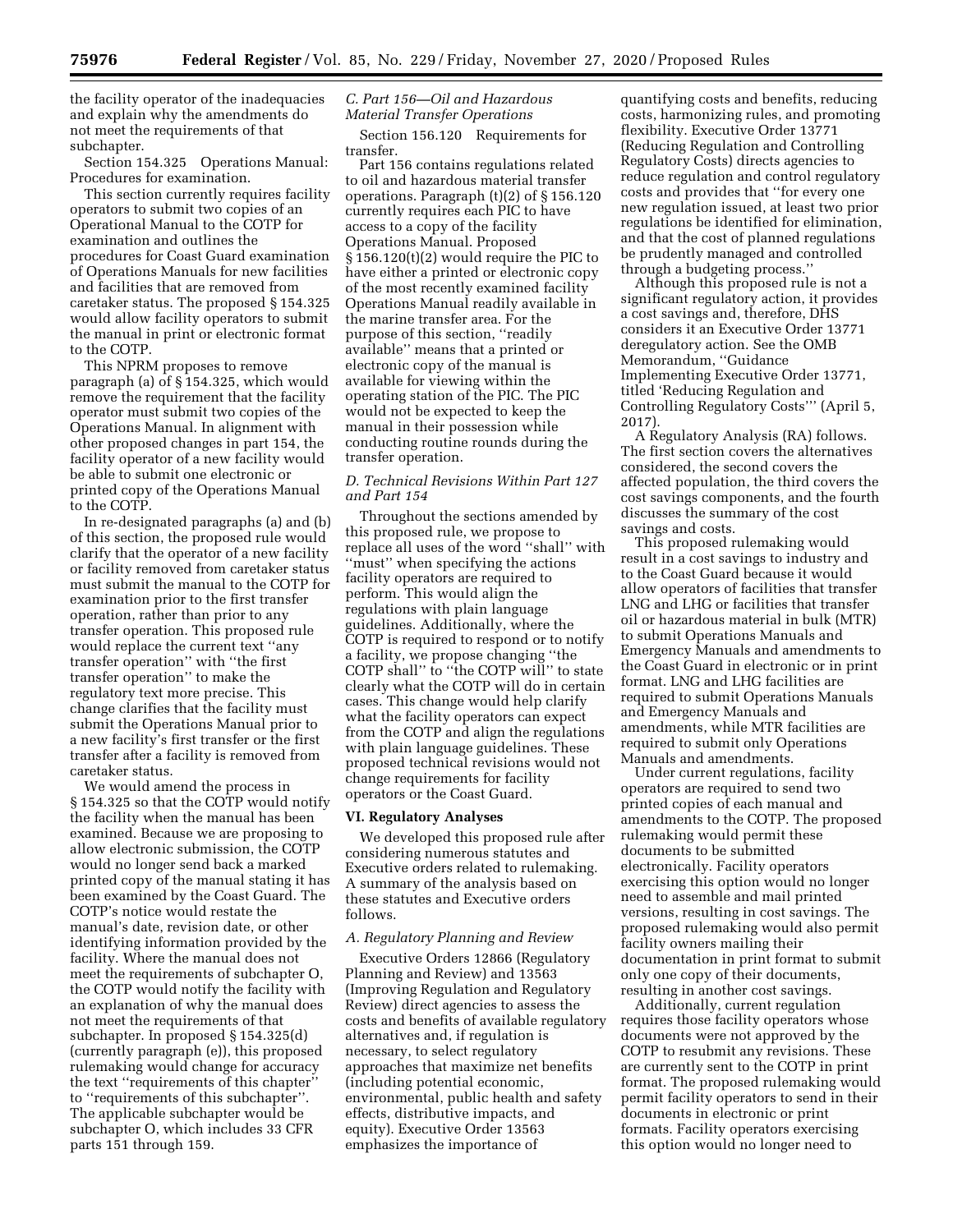the facility operator of the inadequacies and explain why the amendments do not meet the requirements of that subchapter.

Section 154.325 Operations Manual: Procedures for examination.

This section currently requires facility operators to submit two copies of an Operational Manual to the COTP for examination and outlines the procedures for Coast Guard examination of Operations Manuals for new facilities and facilities that are removed from caretaker status. The proposed § 154.325 would allow facility operators to submit the manual in print or electronic format to the COTP.

This NPRM proposes to remove paragraph (a) of § 154.325, which would remove the requirement that the facility operator must submit two copies of the Operations Manual. In alignment with other proposed changes in part 154, the facility operator of a new facility would be able to submit one electronic or printed copy of the Operations Manual to the COTP.

In re-designated paragraphs (a) and (b) of this section, the proposed rule would clarify that the operator of a new facility or facility removed from caretaker status must submit the manual to the COTP for examination prior to the first transfer operation, rather than prior to any transfer operation. This proposed rule would replace the current text ''any transfer operation'' with ''the first transfer operation'' to make the regulatory text more precise. This change clarifies that the facility must submit the Operations Manual prior to a new facility's first transfer or the first transfer after a facility is removed from caretaker status.

We would amend the process in § 154.325 so that the COTP would notify the facility when the manual has been examined. Because we are proposing to allow electronic submission, the COTP would no longer send back a marked printed copy of the manual stating it has been examined by the Coast Guard. The COTP's notice would restate the manual's date, revision date, or other identifying information provided by the facility. Where the manual does not meet the requirements of subchapter O, the COTP would notify the facility with an explanation of why the manual does not meet the requirements of that subchapter. In proposed § 154.325(d) (currently paragraph (e)), this proposed rulemaking would change for accuracy the text ''requirements of this chapter'' to ''requirements of this subchapter''. The applicable subchapter would be subchapter O, which includes 33 CFR parts 151 through 159.

### *C. Part 156—Oil and Hazardous Material Transfer Operations*

Section 156.120 Requirements for transfer.

Part 156 contains regulations related to oil and hazardous material transfer operations. Paragraph (t)(2) of § 156.120 currently requires each PIC to have access to a copy of the facility Operations Manual. Proposed § 156.120(t)(2) would require the PIC to have either a printed or electronic copy of the most recently examined facility Operations Manual readily available in the marine transfer area. For the purpose of this section, ''readily available'' means that a printed or electronic copy of the manual is available for viewing within the operating station of the PIC. The PIC would not be expected to keep the manual in their possession while conducting routine rounds during the transfer operation.

### *D. Technical Revisions Within Part 127 and Part 154*

Throughout the sections amended by this proposed rule, we propose to replace all uses of the word ''shall'' with ''must'' when specifying the actions facility operators are required to perform. This would align the regulations with plain language guidelines. Additionally, where the COTP is required to respond or to notify a facility, we propose changing ''the COTP shall'' to ''the COTP will'' to state clearly what the COTP will do in certain cases. This change would help clarify what the facility operators can expect from the COTP and align the regulations with plain language guidelines. These proposed technical revisions would not change requirements for facility operators or the Coast Guard.

## VI. Regulatory Analyses

We developed this proposed rule after considering numerous statutes and Executive orders related to rulemaking. A summary of the analysis based on these statutes and Executive orders follows.

### *A. Regulatory Planning and Review*

Executive Orders 12866 (Regulatory Planning and Review) and 13563 (Improving Regulation and Regulatory Review) direct agencies to assess the costs and benefits of available regulatory alternatives and, if regulation is necessary, to select regulatory approaches that maximize net benefits (including potential economic, environmental, public health and safety effects, distributive impacts, and equity). Executive Order 13563 emphasizes the importance of quantifying costs and benefits, reducing costs, harmonizing rules, and promoting flexibility. Executive Order 13771 (Reducing Regulation and Controlling Regulatory Costs) directs agencies to reduce regulation and control regulatory costs and provides that ''for every one new regulation issued, at least two prior regulations be identified for elimination, and that the cost of planned regulations be prudently managed and controlled through a budgeting process.''

Although this proposed rule is not a significant regulatory action, it provides a cost savings and, therefore, DHS considers it an Executive Order 13771 deregulatory action. See the OMB Memorandum, ''Guidance Implementing Executive Order 13771, titled 'Reducing Regulation and Controlling Regulatory Costs''' (April 5, 2017).

A Regulatory Analysis (RA) follows. The first section covers the alternatives considered, the second covers the affected population, the third covers the cost savings components, and the fourth discusses the summary of the cost savings and costs.

This proposed rulemaking would result in a cost savings to industry and to the Coast Guard because it would allow operators of facilities that transfer LNG and LHG or facilities that transfer oil or hazardous material in bulk (MTR) to submit Operations Manuals and Emergency Manuals and amendments to the Coast Guard in electronic or in print format. LNG and LHG facilities are required to submit Operations Manuals and Emergency Manuals and amendments, while MTR facilities are required to submit only Operations Manuals and amendments.

Under current regulations, facility operators are required to send two printed copies of each manual and amendments to the COTP. The proposed rulemaking would permit these documents to be submitted electronically. Facility operators exercising this option would no longer need to assemble and mail printed versions, resulting in cost savings. The proposed rulemaking would also permit facility owners mailing their documentation in print format to submit only one copy of their documents, resulting in another cost savings.

Additionally, current regulation requires those facility operators whose documents were not approved by the COTP to resubmit any revisions. These are currently sent to the COTP in print format. The proposed rulemaking would permit facility operators to send in their documents in electronic or print formats. Facility operators exercising this option would no longer need to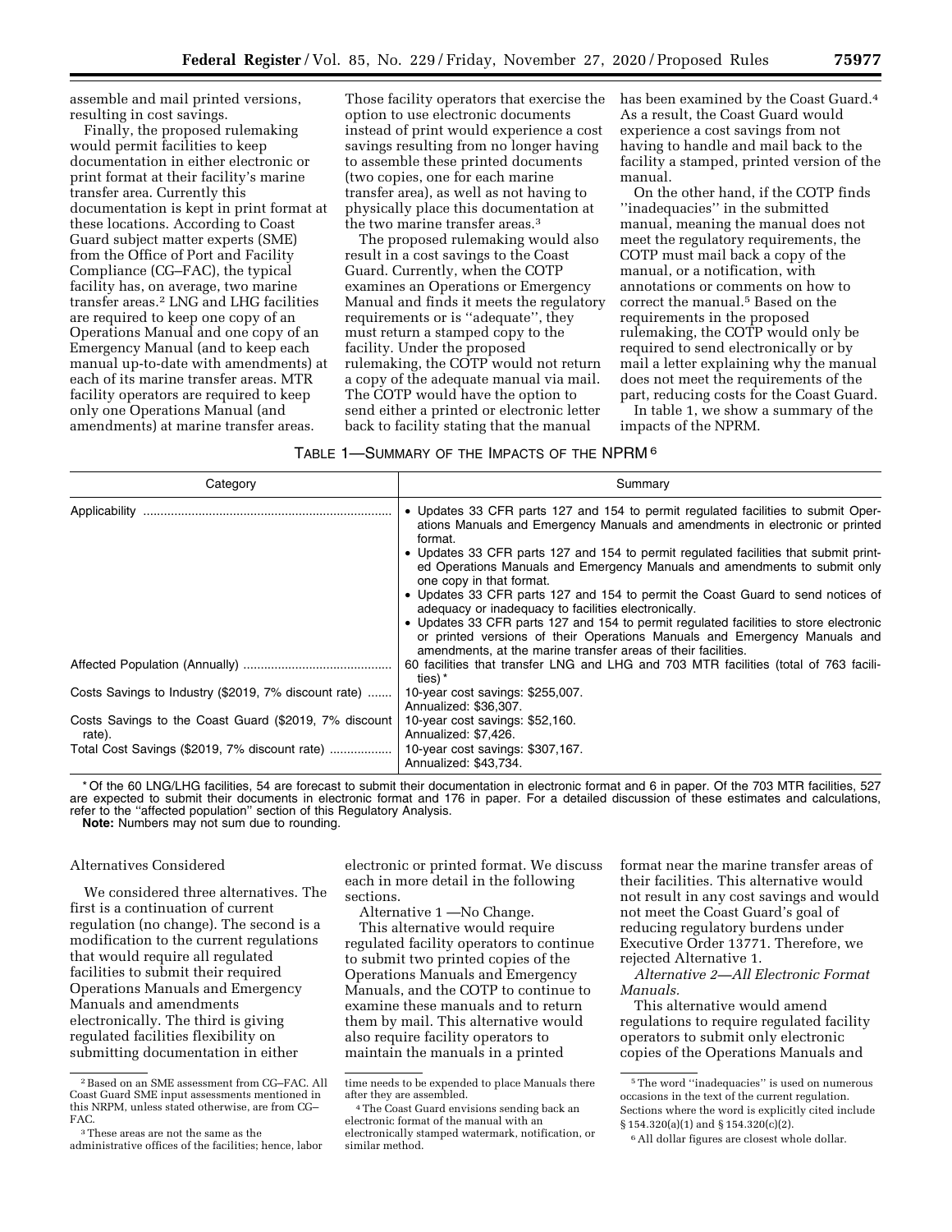assemble and mail printed versions, resulting in cost savings.

Finally, the proposed rulemaking would permit facilities to keep documentation in either electronic or print format at their facility's marine transfer area. Currently this documentation is kept in print format at these locations. According to Coast Guard subject matter experts (SME) from the Office of Port and Facility Compliance (CG–FAC), the typical facility has, on average, two marine transfer areas.[2] LNG and LHG facilities are required to keep one copy of an Operations Manual and one copy of an Emergency Manual (and to keep each manual up-to-date with amendments) at each of its marine transfer areas. MTR facility operators are required to keep only one Operations Manual (and amendments) at marine transfer areas.

Those facility operators that exercise the option to use electronic documents instead of print would experience a cost savings resulting from no longer having to assemble these printed documents (two copies, one for each marine transfer area), as well as not having to physically place this documentation at the two marine transfer areas.[3]

The proposed rulemaking would also result in a cost savings to the Coast Guard. Currently, when the COTP examines an Operations or Emergency Manual and finds it meets the regulatory requirements or is ''adequate'', they must return a stamped copy to the facility. Under the proposed rulemaking, the COTP would not return a copy of the adequate manual via mail. The COTP would have the option to send either a printed or electronic letter back to facility stating that the manual has been examined by the Coast Guard.[4] As a result, the Coast Guard would experience a cost savings from not having to handle and mail back to the facility a stamped, printed version of the manual.

On the other hand, if the COTP finds ''inadequacies'' in the submitted manual, meaning the manual does not meet the regulatory requirements, the COTP must mail back a copy of the manual, or a notification, with annotations or comments on how to correct the manual.[5] Based on the requirements in the proposed rulemaking, the COTP would only be required to send electronically or by mail a letter explaining why the manual does not meet the requirements of the part, reducing costs for the Coast Guard.

In table 1, we show a summary of the impacts of the NPRM.

TABLE 1—SUMMARY OF THE IMPACTS OF THE NPRM [6]

| Category | Summary |
|---|---|
| Applicability | • Updates 33 CFR parts 127 and 154 to permit regulated facilities to submit Operations Manuals and Emergency Manuals and amendments in electronic or printed format.<br>• Updates 33 CFR parts 127 and 154 to permit regulated facilities that submit printed Operations Manuals and Emergency Manuals and amendments to submit only one copy in that format.<br>• Updates 33 CFR parts 127 and 154 to permit the Coast Guard to send notices of adequacy or inadequacy to facilities electronically.<br>• Updates 33 CFR parts 127 and 154 to permit regulated facilities to store electronic or printed versions of their Operations Manuals and Emergency Manuals and amendments, at the marine transfer areas of their facilities. |
| Affected Population (Annually) | 60 facilities that transfer LNG and LHG and 703 MTR facilities (total of 763 facilities) * |
| Costs Savings to Industry ($2019, 7% discount rate) | 10-year cost savings: $255,007.<br>Annualized: $36,307. |
| Costs Savings to the Coast Guard ($2019, 7% discount rate). | 10-year cost savings: $52,160.<br>Annualized: $7,426. |
| Total Cost Savings ($2019, 7% discount rate) | 10-year cost savings: $307,167.<br>Annualized: $43,734. |

* Of the 60 LNG/LHG facilities, 54 are forecast to submit their documentation in electronic format and 6 in paper. Of the 703 MTR facilities, 527 are expected to submit their documents in electronic format and 176 in paper. For a detailed discussion of these estimates and calculations, refer to the ''affected population'' section of this Regulatory Analysis.

**Note:** Numbers may not sum due to rounding.

Alternatives Considered

We considered three alternatives. The first is a continuation of current regulation (no change). The second is a modification to the current regulations that would require all regulated facilities to submit their required Operations Manuals and Emergency Manuals and amendments electronically. The third is giving regulated facilities flexibility on submitting documentation in either electronic or printed format. We discuss each in more detail in the following sections.

Alternative 1 —No Change.

This alternative would require regulated facility operators to continue to submit two printed copies of the Operations Manuals and Emergency Manuals, and the COTP to continue to examine these manuals and to return them by mail. This alternative would also require facility operators to maintain the manuals in a printed format near the marine transfer areas of their facilities. This alternative would not result in any cost savings and would not meet the Coast Guard's goal of reducing regulatory burdens under Executive Order 13771. Therefore, we rejected Alternative 1.

*Alternative 2—All Electronic Format Manuals.*

This alternative would amend regulations to require regulated facility operators to submit only electronic copies of the Operations Manuals and

[2] Based on an SME assessment from CG–FAC. All Coast Guard SME input assessments mentioned in this NRPM, unless stated otherwise, are from CG–FAC.

[3] These areas are not the same as the administrative offices of the facilities; hence, labor time needs to be expended to place Manuals there after they are assembled.

[4] The Coast Guard envisions sending back an electronic format of the manual with an electronically stamped watermark, notification, or similar method.

[5] The word ''inadequacies'' is used on numerous occasions in the text of the current regulation. Sections where the word is explicitly cited include § 154.320(a)(1) and § 154.320(c)(2).

[6] All dollar figures are closest whole dollar.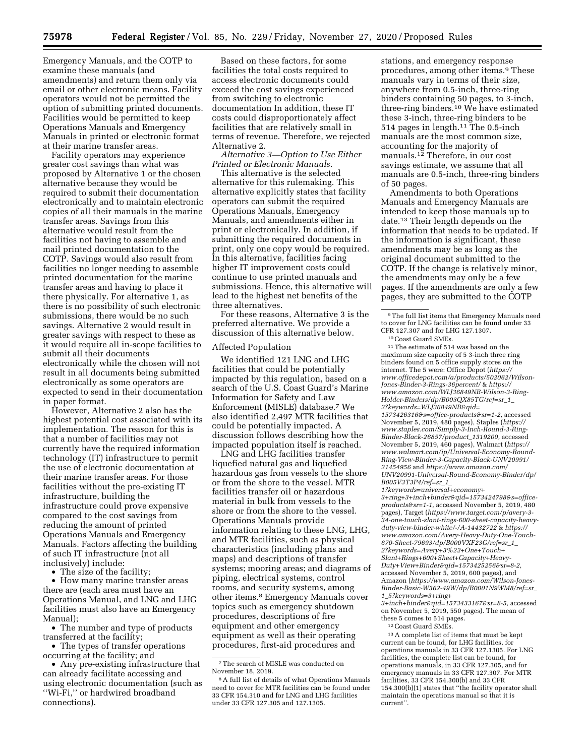Emergency Manuals, and the COTP to examine these manuals (and amendments) and return them only via email or other electronic means. Facility operators would not be permitted the option of submitting printed documents. Facilities would be permitted to keep Operations Manuals and Emergency Manuals in printed or electronic format at their marine transfer areas.

Facility operators may experience greater cost savings than what was proposed by Alternative 1 or the chosen alternative because they would be required to submit their documentation electronically and to maintain electronic copies of all their manuals in the marine transfer areas. Savings from this alternative would result from the facilities not having to assemble and mail printed documentation to the COTP. Savings would also result from facilities no longer needing to assemble printed documentation for the marine transfer areas and having to place it there physically. For alternative 1, as there is no possibility of such electronic submissions, there would be no such savings. Alternative 2 would result in greater savings with respect to these as it would require all in-scope facilities to submit all their documents electronically while the chosen will not result in all documents being submitted electronically as some operators are expected to send in their documentation in paper format.

However, Alternative 2 also has the highest potential cost associated with its implementation. The reason for this is that a number of facilities may not currently have the required information technology (IT) infrastructure to permit the use of electronic documentation at their marine transfer areas. For those facilities without the pre-existing IT infrastructure, building the infrastructure could prove expensive compared to the cost savings from reducing the amount of printed Operations Manuals and Emergency Manuals. Factors affecting the building of such IT infrastructure (not all inclusively) include:

- The size of the facility;
- How many marine transfer areas there are (each area must have an Operations Manual, and LNG and LHG facilities must also have an Emergency Manual);
- The number and type of products transferred at the facility;
- The types of transfer operations occurring at the facility; and
- Any pre-existing infrastructure that can already facilitate accessing and using electronic documentation (such as ''Wi-Fi,'' or hardwired broadband connections).

Based on these factors, for some facilities the total costs required to access electronic documents could exceed the cost savings experienced from switching to electronic documentation In addition, these IT costs could disproportionately affect facilities that are relatively small in terms of revenue. Therefore, we rejected Alternative 2.

*Alternative 3—Option to Use Either Printed or Electronic Manuals.*

This alternative is the selected alternative for this rulemaking. This alternative explicitly states that facility operators can submit the required Operations Manuals, Emergency Manuals, and amendments either in print or electronically. In addition, if submitting the required documents in print, only one copy would be required. In this alternative, facilities facing higher IT improvement costs could continue to use printed manuals and submissions. Hence, this alternative will lead to the highest net benefits of the three alternatives.

For these reasons, Alternative 3 is the preferred alternative. We provide a discussion of this alternative below.

Affected Population

We identified 121 LNG and LHG facilities that could be potentially impacted by this regulation, based on a search of the U.S. Coast Guard's Marine Information for Safety and Law Enforcement (MISLE) database.[7] We also identified 2,497 MTR facilities that could be potentially impacted. A discussion follows describing how the impacted population itself is reached.

LNG and LHG facilities transfer liquefied natural gas and liquefied hazardous gas from vessels to the shore or from the shore to the vessel. MTR facilities transfer oil or hazardous material in bulk from vessels to the shore or from the shore to the vessel. Operations Manuals provide information relating to these LNG, LHG, and MTR facilities, such as physical characteristics (including plans and maps) and descriptions of transfer systems; mooring areas; and diagrams of piping, electrical systems, control rooms, and security systems, among other items.[8] Emergency Manuals cover topics such as emergency shutdown procedures, descriptions of fire equipment and other emergency equipment as well as their operating procedures, first-aid procedures and stations, and emergency response procedures, among other items.[9] These manuals vary in terms of their size, anywhere from 0.5-inch, three-ring binders containing 50 pages, to 3-inch, three-ring binders.[10] We have estimated these 3-inch, three-ring binders to be 514 pages in length.[11] The 0.5-inch manuals are the most common size, accounting for the majority of manuals.[12] Therefore, in our cost savings estimate, we assume that all manuals are 0.5-inch, three-ring binders of 50 pages.

Amendments to both Operations Manuals and Emergency Manuals are intended to keep those manuals up to date.[13] Their length depends on the information that needs to be updated. If the information is significant, these amendments may be as long as the original document submitted to the COTP. If the change is relatively minor, the amendments may only be a few pages. If the amendments are only a few pages, they are submitted to the COTP

---

[7] The search of MISLE was conducted on November 18, 2019.

[8] A full list of details of what Operations Manuals need to cover for MTR facilities can be found under 33 CFR 154.310 and for LNG and LHG facilities under 33 CFR 127.305 and 127.1305.

[9] The full list items that Emergency Manuals need to cover for LNG facilities can be found under 33 CFR 127.307 and for LHG 127.1307.

[10] Coast Guard SMEs.

[11] The estimate of 514 was based on the maximum size capacity of 5 3-inch three ring binders found on 5 office supply stores on the internet. The 5 were: Office Depot (*https://www.officedepot.com/a/products/502062/Wilson-Jones-Binder-3-Rings-36percent/* & *https://www.amazon.com/WLJ36849NB-Wilson-3-Ring-Holder-Binders/dp/B003QX85TG/ref=sr_1_2?keywords=WLJ36849NB&qid=1573426316&s=office-products&sr=1-2*, accessed November 5, 2019, 480 pages), Staples (*https://www.staples.com/Simply-3-Inch-Round-3-Ring-Binder-Black-26857/product_1319200*, accessed November 5, 2019, 460 pages), Walmart (*https://www.walmart.com/ip/Universal-Economy-Round-Ring-View-Binder-3-Capacity-Black-UNV20991/21454956* and *https://www.amazon.com/UNV20991-Universal-Round-Economy-Binder/dp/B005V3T3P4/ref=sr_1_1?keywords=universal+economy+3+ring+3+inch+binder&qid=1573424798&s=office-products&sr=1-1*, accessed November 5, 2019, 480 pages), Target (*https://www.target.com/p/avery-3-34-one-touch-slant-rings-600-sheet-capacity-heavy-duty-view-binder-white/-/A-14432722* & *https://www.amazon.com/Avery-Heavy-Duty-One-Touch-670-Sheet-79693/dp/B000VXF23G/ref=sr_1_2?keywords=Avery+3%22+One+Touch+Slant+Rings+600+Sheet+Capacity+Heavy-Duty+View+Binder&qid=1573425256&sr=8-2*, accessed November 5, 2019, 600 pages), and Amazon (*https://www.amazon.com/Wilson-Jones-Binder-Basic-W362-49W/dp/B0001N9WM8/ref=sr_1_5?keywords=3+ring+3+inch+binder&qid=1573433167&sr=8-5*, accessed on November 5, 2019, 550 pages). The mean of these 5 comes to 514 pages.

[12] Coast Guard SMEs.

[13] A complete list of items that must be kept current can be found, for LHG facilities, for operations manuals in 33 CFR 127.1305. For LNG facilities, the complete list can be found, for operations manuals, in 33 CFR 127.305, and for emergency manuals in 33 CFR 127.307. For MTR facilities, 33 CFR 154.300(b) and 33 CFR 154.300(b)(1) states that ''the facility operator shall maintain the operations manual so that it is current''.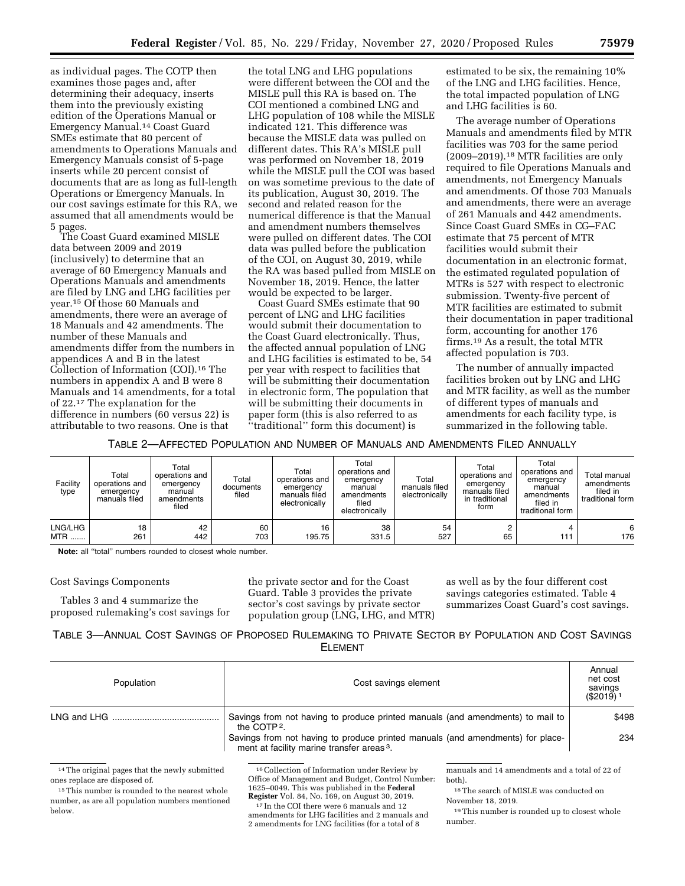as individual pages. The COTP then examines those pages and, after determining their adequacy, inserts them into the previously existing edition of the Operations Manual or Emergency Manual.[14] Coast Guard SMEs estimate that 80 percent of amendments to Operations Manuals and Emergency Manuals consist of 5-page inserts while 20 percent consist of documents that are as long as full-length Operations or Emergency Manuals. In our cost savings estimate for this RA, we assumed that all amendments would be 5 pages.

The Coast Guard examined MISLE data between 2009 and 2019 (inclusively) to determine that an average of 60 Emergency Manuals and Operations Manuals and amendments are filed by LNG and LHG facilities per year.[15] Of those 60 Manuals and amendments, there were an average of 18 Manuals and 42 amendments. The number of these Manuals and amendments differ from the numbers in appendices A and B in the latest Collection of Information (COI).[16] The numbers in appendix A and B were 8 Manuals and 14 amendments, for a total of 22.[17] The explanation for the difference in numbers (60 versus 22) is attributable to two reasons. One is that the total LNG and LHG populations were different between the COI and the MISLE pull this RA is based on. The COI mentioned a combined LNG and LHG population of 108 while the MISLE indicated 121. This difference was because the MISLE data was pulled on different dates. This RA's MISLE pull was performed on November 18, 2019 while the MISLE pull the COI was based on was sometime previous to the date of its publication, August 30, 2019. The second and related reason for the numerical difference is that the Manual and amendment numbers themselves were pulled on different dates. The COI data was pulled before the publication of the COI, on August 30, 2019, while the RA was based pulled from MISLE on November 18, 2019. Hence, the latter would be expected to be larger.

Coast Guard SMEs estimate that 90 percent of LNG and LHG facilities would submit their documentation to the Coast Guard electronically. Thus, the affected annual population of LNG and LHG facilities is estimated to be, 54 per year with respect to facilities that will be submitting their documentation in electronic form, The population that will be submitting their documents in paper form (this is also referred to as ''traditional'' form this document) is estimated to be six, the remaining 10% of the LNG and LHG facilities. Hence, the total impacted population of LNG and LHG facilities is 60.

The average number of Operations Manuals and amendments filed by MTR facilities was 703 for the same period (2009–2019).[18] MTR facilities are only required to file Operations Manuals and amendments, not Emergency Manuals and amendments. Of those 703 Manuals and amendments, there were an average of 261 Manuals and 442 amendments. Since Coast Guard SMEs in CG–FAC estimate that 75 percent of MTR facilities would submit their documentation in an electronic format, the estimated regulated population of MTRs is 527 with respect to electronic submission. Twenty-five percent of MTR facilities are estimated to submit their documentation in paper traditional form, accounting for another 176 firms.[19] As a result, the total MTR affected population is 703.

The number of annually impacted facilities broken out by LNG and LHG and MTR facility, as well as the number of different types of documents and amendments for each facility type, is summarized in the following table.

TABLE 2—AFFECTED POPULATION AND NUMBER OF MANUALS AND AMENDMENTS FILED ANNUALLY

| Facility type | Total operations and emergency manuals filed | Total operations and emergency manual amendments filed | Total documents filed | Total operations and emergency manuals filed electronically | Total operations and emergency manual amendments filed electronically | Total manuals filed electronically | Total operations and emergency manuals filed in traditional form | Total operations and emergency manual amendments filed in traditional form | Total manual amendments filed in traditional form |
|---|---|---|---|---|---|---|---|---|---|
| LNG/LHG | 18 | 42 | 60 | 16 | 38 | 54 | 2 | 4 | 6 |
| MTR ....... | 261 | 442 | 703 | 195.75 | 331.5 | 527 | 65 | 111 | 176 |

**Note:** all ''total'' numbers rounded to closest whole number.

Cost Savings Components

Tables 3 and 4 summarize the proposed rulemaking's cost savings for the private sector and for the Coast Guard. Table 3 provides the private sector's cost savings by private sector population group (LNG, LHG, and MTR) as well as by the four different cost savings categories estimated. Table 4 summarizes Coast Guard's cost savings.

TABLE 3—ANNUAL COST SAVINGS OF PROPOSED RULEMAKING TO PRIVATE SECTOR BY POPULATION AND COST SAVINGS ELEMENT

| Population | Cost savings element | Annual net cost savings ($2019) [1] |
|---|---|---|
| LNG and LHG .......................................... | Savings from not having to produce printed manuals (and amendments) to mail to the COTP [2]. | $498 |
| | Savings from not having to produce printed manuals (and amendments) for placement at facility marine transfer areas [3]. | 234 |

[14] The original pages that the newly submitted ones replace are disposed of.

[15] This number is rounded to the nearest whole number, as are all population numbers mentioned below.

[16] Collection of Information under Review by Office of Management and Budget, Control Number: 1625–0049. This was published in the **Federal Register** Vol. 84, No. 169, on August 30, 2019.

[17] In the COI there were 6 manuals and 12 amendments for LHG facilities and 2 manuals and 2 amendments for LNG facilities (for a total of 8 manuals and 14 amendments and a total of 22 of both).

[18] The search of MISLE was conducted on November 18, 2019.

[19] This number is rounded up to closest whole number.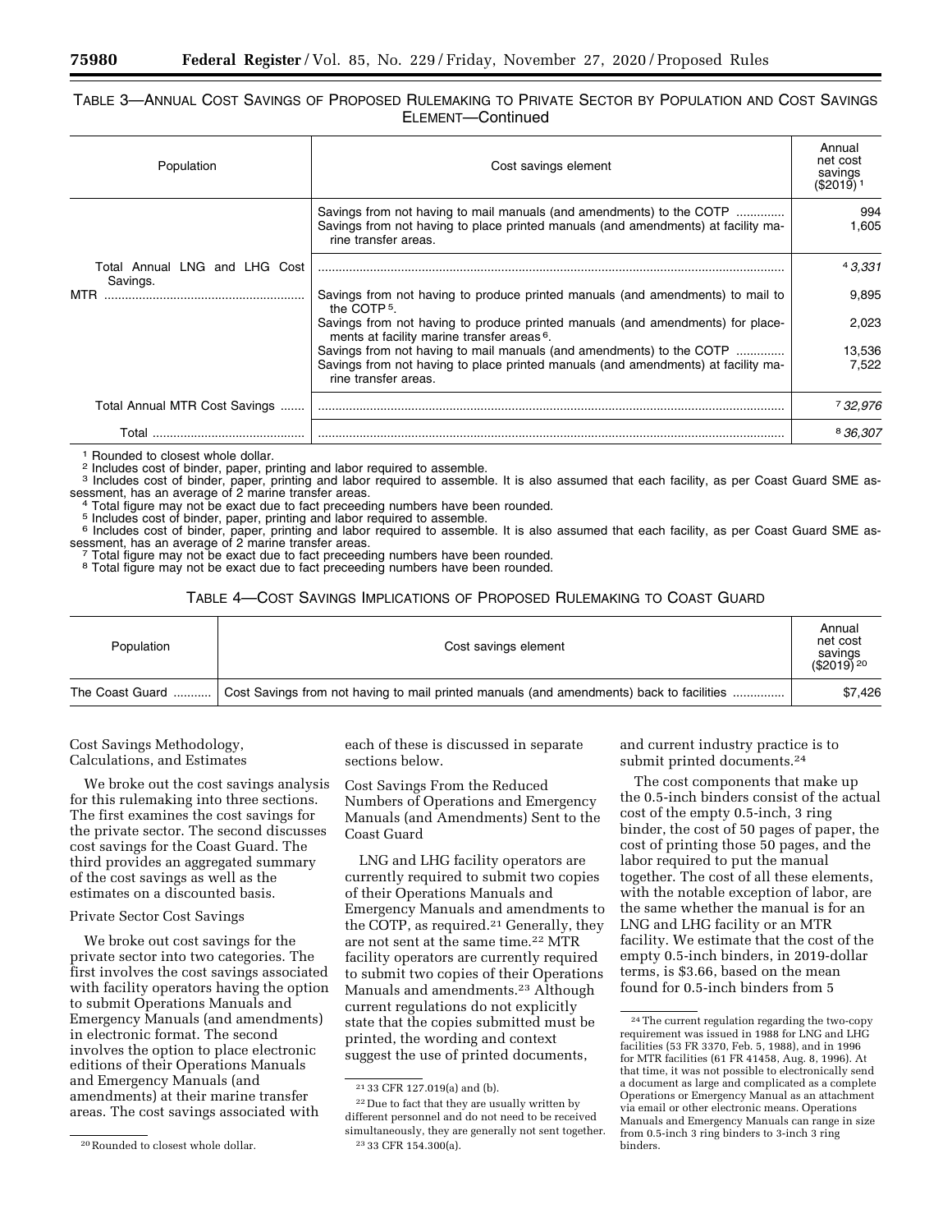TABLE 3—ANNUAL COST SAVINGS OF PROPOSED RULEMAKING TO PRIVATE SECTOR BY POPULATION AND COST SAVINGS ELEMENT—Continued

| Population | Cost savings element | Annual net cost savings ($2019) [1] |
|---|---|---|
| | Savings from not having to mail manuals (and amendments) to the COTP | 994 |
| | Savings from not having to place printed manuals (and amendments) at facility marine transfer areas. | 1,605 |
| Total Annual LNG and LHG Cost Savings. | | [4] *3,331* |
| MTR | Savings from not having to produce printed manuals (and amendments) to mail to the COTP [5]. | 9,895 |
| | Savings from not having to produce printed manuals (and amendments) for placements at facility marine transfer areas [6]. | 2,023 |
| | Savings from not having to mail manuals (and amendments) to the COTP | 13,536 |
| | Savings from not having to place printed manuals (and amendments) at facility marine transfer areas. | 7,522 |
| Total Annual MTR Cost Savings | | [7] *32,976* |
| Total | | [8] *36,307* |

[1] Rounded to closest whole dollar.
[2] Includes cost of binder, paper, printing and labor required to assemble.
[3] Includes cost of binder, paper, printing and labor required to assemble. It is also assumed that each facility, as per Coast Guard SME assessment, has an average of 2 marine transfer areas.
[4] Total figure may not be exact due to fact preceeding numbers have been rounded.
[5] Includes cost of binder, paper, printing and labor required to assemble.
[6] Includes cost of binder, paper, printing and labor required to assemble. It is also assumed that each facility, as per Coast Guard SME assessment, has an average of 2 marine transfer areas.
[7] Total figure may not be exact due to fact preceeding numbers have been rounded.
[8] Total figure may not be exact due to fact preceeding numbers have been rounded.

TABLE 4—COST SAVINGS IMPLICATIONS OF PROPOSED RULEMAKING TO COAST GUARD

| Population | Cost savings element | Annual net cost savings ($2019) [20] |
|---|---|---|
| The Coast Guard | Cost Savings from not having to mail printed manuals (and amendments) back to facilities | $7,426 |

Cost Savings Methodology, Calculations, and Estimates

We broke out the cost savings analysis for this rulemaking into three sections. The first examines the cost savings for the private sector. The second discusses cost savings for the Coast Guard. The third provides an aggregated summary of the cost savings as well as the estimates on a discounted basis.

Private Sector Cost Savings

We broke out cost savings for the private sector into two categories. The first involves the cost savings associated with facility operators having the option to submit Operations Manuals and Emergency Manuals (and amendments) in electronic format. The second involves the option to place electronic editions of their Operations Manuals and Emergency Manuals (and amendments) at their marine transfer areas. The cost savings associated with each of these is discussed in separate sections below.

Cost Savings From the Reduced Numbers of Operations and Emergency Manuals (and Amendments) Sent to the Coast Guard

LNG and LHG facility operators are currently required to submit two copies of their Operations Manuals and Emergency Manuals and amendments to the COTP, as required.[21] Generally, they are not sent at the same time.[22] MTR facility operators are currently required to submit two copies of their Operations Manuals and amendments.[23] Although current regulations do not explicitly state that the copies submitted must be printed, the wording and context suggest the use of printed documents, and current industry practice is to submit printed documents.[24]

The cost components that make up the 0.5-inch binders consist of the actual cost of the empty 0.5-inch, 3 ring binder, the cost of 50 pages of paper, the cost of printing those 50 pages, and the labor required to put the manual together. The cost of all these elements, with the notable exception of labor, are the same whether the manual is for an LNG and LHG facility or an MTR facility. We estimate that the cost of the empty 0.5-inch binders, in 2019-dollar terms, is $3.66, based on the mean found for 0.5-inch binders from 5

[20] Rounded to closest whole dollar.

[21] 33 CFR 127.019(a) and (b).

[22] Due to fact that they are usually written by different personnel and do not need to be received simultaneously, they are generally not sent together.

[23] 33 CFR 154.300(a).

[24] The current regulation regarding the two-copy requirement was issued in 1988 for LNG and LHG facilities (53 FR 3370, Feb. 5, 1988), and in 1996 for MTR facilities (61 FR 41458, Aug. 8, 1996). At that time, it was not possible to electronically send a document as large and complicated as a complete Operations or Emergency Manual as an attachment via email or other electronic means. Operations Manuals and Emergency Manuals can range in size from 0.5-inch 3 ring binders to 3-inch 3 ring binders.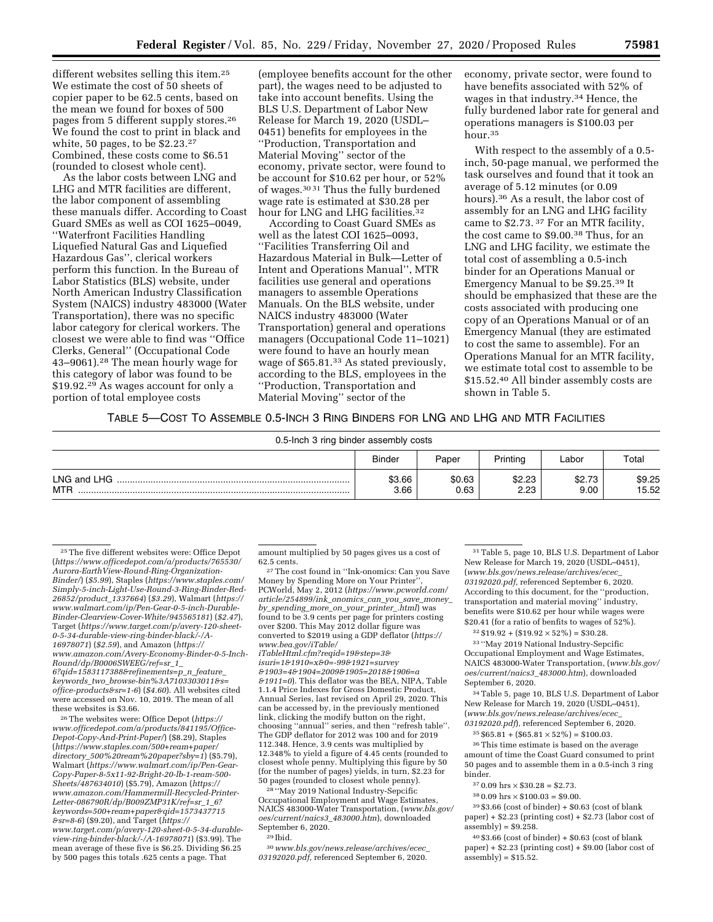different websites selling this item.[25] We estimate the cost of 50 sheets of copier paper to be 62.5 cents, based on the mean we found for boxes of 500 pages from 5 different supply stores.[26] We found the cost to print in black and white, 50 pages, to be $2.23.[27] Combined, these costs come to $6.51 (rounded to closest whole cent).

As the labor costs between LNG and LHG and MTR facilities are different, the labor component of assembling these manuals differ. According to Coast Guard SMEs as well as COI 1625–0049, ''Waterfront Facilities Handling Liquefied Natural Gas and Liquefied Hazardous Gas'', clerical workers perform this function. In the Bureau of Labor Statistics (BLS) website, under North American Industry Classification System (NAICS) industry 483000 (Water Transportation), there was no specific labor category for clerical workers. The closest we were able to find was ''Office Clerks, General'' (Occupational Code 43–9061).[28] The mean hourly wage for this category of labor was found to be $19.92.[29] As wages account for only a portion of total employee costs (employee benefits account for the other part), the wages need to be adjusted to take into account benefits. Using the BLS U.S. Department of Labor New Release for March 19, 2020 (USDL–0451) benefits for employees in the ''Production, Transportation and Material Moving'' sector of the economy, private sector, were found to be account for $10.62 per hour, or 52% of wages.[30] [31] Thus the fully burdened wage rate is estimated at $30.28 per hour for LNG and LHG facilities.[32]

According to Coast Guard SMEs as well as the latest COI 1625–0093, ''Facilities Transferring Oil and Hazardous Material in Bulk—Letter of Intent and Operations Manual'', MTR facilities use general and operations managers to assemble Operations Manuals. On the BLS website, under NAICS industry 483000 (Water Transportation) general and operations managers (Occupational Code 11–1021) were found to have an hourly mean wage of $65.81.[33] As stated previously, according to the BLS, employees in the ''Production, Transportation and Material Moving'' sector of the economy, private sector, were found to have benefits associated with 52% of wages in that industry.[34] Hence, the fully burdened labor rate for general and operations managers is $100.03 per hour.[35]

With respect to the assembly of a 0.5-inch, 50-page manual, we performed the task ourselves and found that it took an average of 5.12 minutes (or 0.09 hours).[36] As a result, the labor cost of assembly for an LNG and LHG facility came to $2.73.[37] For an MTR facility, the cost came to $9.00.[38] Thus, for an LNG and LHG facility, we estimate the total cost of assembling a 0.5-inch binder for an Operations Manual or Emergency Manual to be $9.25.[39] It should be emphasized that these are the costs associated with producing one copy of an Operations Manual or of an Emergency Manual (they are estimated to cost the same to assemble). For an Operations Manual for an MTR facility, we estimate total cost to assemble to be $15.52.[40] All binder assembly costs are shown in Table 5.

TABLE 5—COST TO ASSEMBLE 0.5-INCH 3 RING BINDERS FOR LNG AND LHG AND MTR FACILITIES

| 0.5-Inch 3 ring binder assembly costs | | | | | |
|---|---|---|---|---|---|
| | Binder | Paper | Printing | Labor | Total |
| LNG and LHG | $3.66 | $0.63 | $2.23 | $2.73 | $9.25 |
| MTR | 3.66 | 0.63 | 2.23 | 9.00 | 15.52 |

[25] The five different websites were: Office Depot (*https://www.officedepot.com/a/products/765530/Aurora-EarthView-Round-Ring-Organization-Binder/*) ($5.99), Staples (*https://www.staples.com/Simply-5-inch-Light-Use-Round-3-Ring-Binder-Red-26852/product_1337664*) ($3.29), Walmart (*https://www.walmart.com/ip/Pen-Gear-0-5-inch-Durable-Binder-Clearview-Cover-White/945565181*) ($2.47), Target (*https://www.target.com/p/avery-120-sheet-0-5-34-durable-view-ring-binder-black/-/A-16978071*) ($2.59), and Amazon (*https://www.amazon.com/Avery-Economy-Binder-0-5-Inch-Round/dp/B0006SWEEG/ref=sr_1_6?qid=1583117388&refinements=p_n_feature_keywords_two_browse-bin%3A7103303011&s=office-products&sr=1-6*) ($4.60). All websites cited were accessed on Nov. 10, 2019. The mean of all these websites is $3.66.

[26] The websites were: Office Depot (*https://www.officedepot.com/a/products/841195/Office-Depot-Copy-And-Print-Paper/*) ($8.29), Staples (*https://www.staples.com/500+ream+paper/directory_500%20ream%20paper?sby=1*) ($5.79), Walmart (*https://www.walmart.com/ip/Pen-Gear-Copy-Paper-8-5x11-92-Bright-20-lb-1-ream-500-Sheets/487634010*) ($5.79), Amazon (*https://www.amazon.com/Hammermill-Recycled-Printer-Letter-086790R/dp/B009ZMP31K/ref=sr_1_6?keywords=500+ream+paper&qid=1573437715&sr=8-6*) ($9.20), and Target (*https://www.target.com/p/avery-120-sheet-0-5-34-durable-view-ring-binder-black/-/A-16978071*) ($3.99). The mean average of these five is $6.25. Dividing $6.25 by 500 pages this totals .625 cents a page. That amount multiplied by 50 pages gives us a cost of 62.5 cents.

[27] The cost found in ''Ink-onomics: Can you Save Money by Spending More on Your Printer'', PCWorld, May 2, 2012 (*https://www.pcworld.com/article/254899/ink_onomics_can_you_save_money_by_spending_more_on_your_printer_.html*) was found to be 3.9 cents per page for printers costing over $200. This May 2012 dollar figure was converted to $2019 using a GDP deflator (*https://www.bea.gov/iTable/iTableHtml.cfm?reqid=19&step=3&isuri=1&1910=x&0=-99&1921=survey&1903=4&1904=2009&1905=2018&1906=a&1911=0*). This deflator was the BEA, NIPA, Table 1.1.4 Price Indexes for Gross Domestic Product, Annual Series, last revised on April 29, 2020. This can be accessed by, in the previously mentioned link, clicking the modify button on the right, choosing ''annual'' series, and then ''refresh table''. The GDP deflator for 2012 was 100 and for 2019 112.348. Hence, 3.9 cents was multiplied by 12.348% to yield a figure of 4.45 cents (rounded to closest whole penny. Multiplying this figure by 50 (for the number of pages) yields, in turn, $2.23 for 50 pages (rounded to closest whole penny).

[28] ''May 2019 National Industry-Sepcific Occupational Employment and Wage Estimates, NAICS 483000-Water Transportation, (*www.bls.gov/oes/current/naics3_483000.htm*), downloaded September 6, 2020.

[29] Ibid.

[30] *www.bls.gov/news.release/archives/ecec_03192020.pdf*, referenced September 6, 2020.

[31] Table 5, page 10, BLS U.S. Department of Labor New Release for March 19, 2020 (USDL–0451), (*www.bls.gov/news.release/archives/ecec_03192020.pdf*, referenced September 6, 2020. According to this document, for the ''production, transportation and material moving'' industry, benefits were $10.62 per hour while wages were $20.41 (for a ratio of benfits to wages of 52%).

[32] $19.92 + ($19.92 × 52%) = $30.28.

[33] ''May 2019 National Industry-Sepcific Occupational Employment and Wage Estimates, NAICS 483000-Water Transportation, (*www.bls.gov/oes/current/naics3_483000.htm*), downloaded September 6, 2020.

[34] Table 5, page 10, BLS U.S. Department of Labor New Release for March 19, 2020 (USDL–0451), (*www.bls.gov/news.release/archives/ecec_03192020.pdf*), referenced September 6, 2020.

[35] $65.81 + ($65.81 × 52%) = $100.03.

[36] This time estimate is based on the average amount of time the Coast Guard consumed to print 50 pages and to assemble them in a 0.5-inch 3 ring binder.

[37] 0.09 hrs × $30.28 = $2.73.

[38] 0.09 hrs × $100.03 = $9.00.

[39] $3.66 (cost of binder) + $0.63 (cost of blank paper) + $2.23 (printing cost) + $2.73 (labor cost of assembly) = $9.258.

[40] $3.66 (cost of binder) + $0.63 (cost of blank paper) + $2.23 (printing cost) + $9.00 (labor cost of assembly) = $15.52.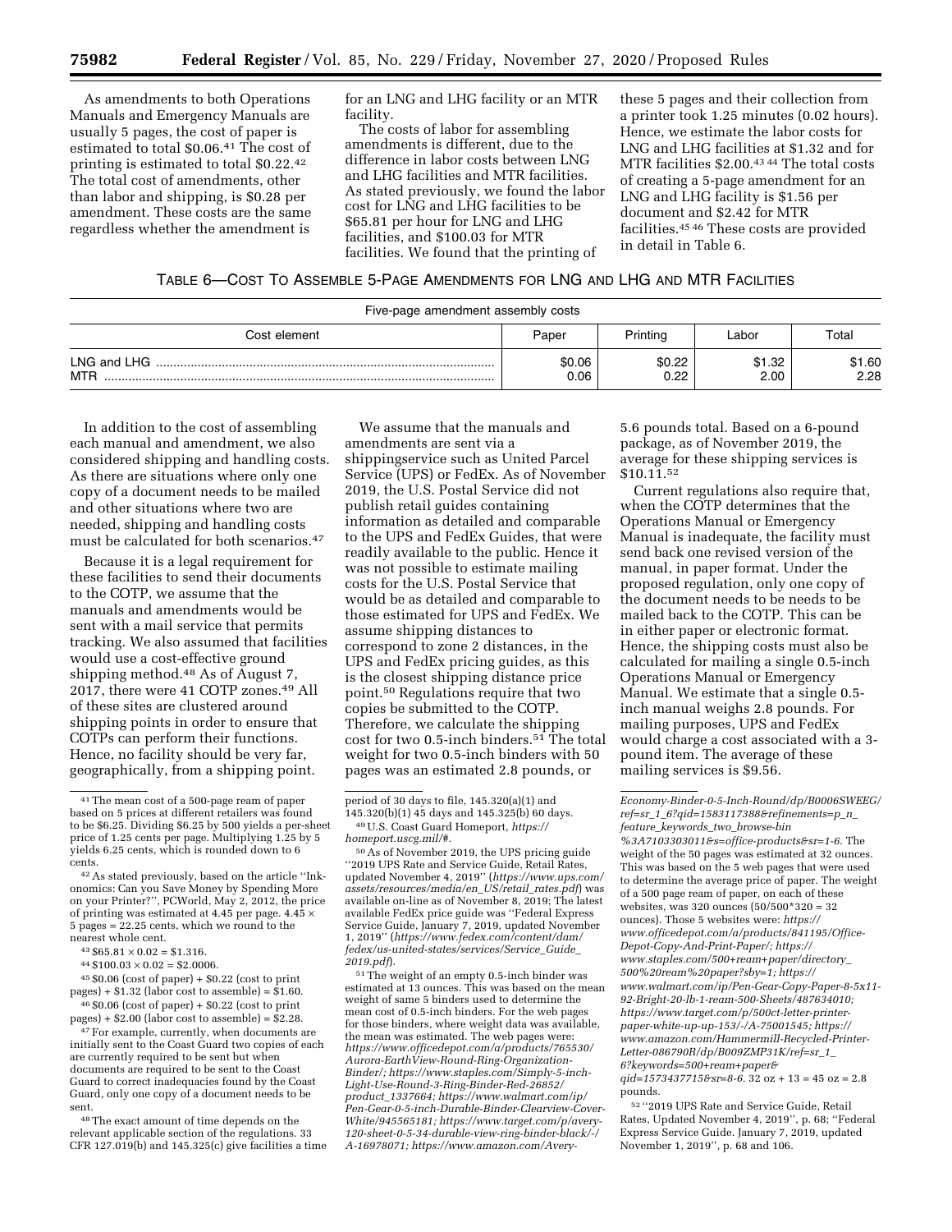As amendments to both Operations Manuals and Emergency Manuals are usually 5 pages, the cost of paper is estimated to total $0.06.[41] The cost of printing is estimated to total $0.22.[42] The total cost of amendments, other than labor and shipping, is $0.28 per amendment. These costs are the same regardless whether the amendment is for an LNG and LHG facility or an MTR facility.

The costs of labor for assembling amendments is different, due to the difference in labor costs between LNG and LHG facilities and MTR facilities. As stated previously, we found the labor cost for LNG and LHG facilities to be $65.81 per hour for LNG and LHG facilities, and $100.03 for MTR facilities. We found that the printing of these 5 pages and their collection from a printer took 1.25 minutes (0.02 hours). Hence, we estimate the labor costs for LNG and LHG facilities at $1.32 and for MTR facilities $2.00.[43 44] The total costs of creating a 5-page amendment for an LNG and LHG facility is $1.56 per document and $2.42 for MTR facilities.[45 46] These costs are provided in detail in Table 6.

TABLE 6—COST TO ASSEMBLE 5-PAGE AMENDMENTS FOR LNG AND LHG AND MTR FACILITIES

| Five-page amendment assembly costs | | | | |
|---|---|---|---|---|
| Cost element | Paper | Printing | Labor | Total |
| LNG and LHG | $0.06 | $0.22 | $1.32 | $1.60 |
| MTR | 0.06 | 0.22 | 2.00 | 2.28 |

In addition to the cost of assembling each manual and amendment, we also considered shipping and handling costs. As there are situations where only one copy of a document needs to be mailed and other situations where two are needed, shipping and handling costs must be calculated for both scenarios.[47]

Because it is a legal requirement for these facilities to send their documents to the COTP, we assume that the manuals and amendments would be sent with a mail service that permits tracking. We also assumed that facilities would use a cost-effective ground shipping method.[48] As of August 7, 2017, there were 41 COTP zones.[49] All of these sites are clustered around shipping points in order to ensure that COTPs can perform their functions. Hence, no facility should be very far, geographically, from a shipping point.

We assume that the manuals and amendments are sent via a shippingservice such as United Parcel Service (UPS) or FedEx. As of November 2019, the U.S. Postal Service did not publish retail guides containing information as detailed and comparable to the UPS and FedEx Guides, that were readily available to the public. Hence it was not possible to estimate mailing costs for the U.S. Postal Service that would be as detailed and comparable to those estimated for UPS and FedEx. We assume shipping distances to correspond to zone 2 distances, in the UPS and FedEx pricing guides, as this is the closest shipping distance price point.[50] Regulations require that two copies be submitted to the COTP. Therefore, we calculate the shipping cost for two 0.5-inch binders.[51] The total weight for two 0.5-inch binders with 50 pages was an estimated 2.8 pounds, or 5.6 pounds total. Based on a 6-pound package, as of November 2019, the average for these shipping services is $10.11.[52]

Current regulations also require that, when the COTP determines that the Operations Manual or Emergency Manual is inadequate, the facility must send back one revised version of the manual, in paper format. Under the proposed regulation, only one copy of the document needs to be needs to be mailed back to the COTP. This can be in either paper or electronic format. Hence, the shipping costs must also be calculated for mailing a single 0.5-inch Operations Manual or Emergency Manual. We estimate that a single 0.5-inch manual weighs 2.8 pounds. For mailing purposes, UPS and FedEx would charge a cost associated with a 3-pound item. The average of these mailing services is $9.56.

---

[41] The mean cost of a 500-page ream of paper based on 5 prices at different retailers was found to be $6.25. Dividing $6.25 by 500 yields a per-sheet price of 1.25 cents per page. Multiplying 1.25 by 5 yields 6.25 cents, which is rounded down to 6 cents.

[42] As stated previously, based on the article ''Inkonomics: Can you Save Money by Spending More on your Printer?'', PCWorld, May 2, 2012, the price of printing was estimated at 4.45 per page. 4.45 × 5 pages = 22.25 cents, which we round to the nearest whole cent.

[43] $65.81 × 0.02 = $1.316.

[44] $100.03 × 0.02 = $2.0006.

[45] $0.06 (cost of paper) + $0.22 (cost to print pages) + $1.32 (labor cost to assemble) = $1.60.

[46] $0.06 (cost of paper) + $0.22 (cost to print pages) + $2.00 (labor cost to assemble) = $2.28.

[47] For example, currently, when documents are initially sent to the Coast Guard two copies of each are currently required to be sent but when documents are required to be sent to the Coast Guard to correct inadequacies found by the Coast Guard, only one copy of a document needs to be sent.

[48] The exact amount of time depends on the relevant applicable section of the regulations. 33 CFR 127.019(b) and 145.325(c) give facilities a time period of 30 days to file, 145.320(a)(1) and 145.320(b)(1) 45 days and 145.325(b) 60 days.

[49] U.S. Coast Guard Homeport, *https://homeport.uscg.mil/#*.

[50] As of November 2019, the UPS pricing guide ''2019 UPS Rate and Service Guide, Retail Rates, updated November 4, 2019'' (*https://www.ups.com/assets/resources/media/en_US/retail_rates.pdf*) was available on-line as of November 8, 2019; The latest available FedEx price guide was ''Federal Express Service Guide, January 7, 2019, updated November 1, 2019'' (*https://www.fedex.com/content/dam/fedex/us-united-states/services/Service_Guide_2019.pdf*).

[51] The weight of an empty 0.5-inch binder was estimated at 13 ounces. This was based on the mean weight of same 5 binders used to determine the mean cost of 0.5-inch binders. For the web pages for those binders, where weight data was available, the mean was estimated. The web pages were: *https://www.officedepot.com/a/products/765530/Aurora-EarthView-Round-Ring-Organization-Binder/; https://www.staples.com/Simply-5-inch-Light-Use-Round-3-Ring-Binder-Red-26852/product_1337664; https://www.walmart.com/ip/Pen-Gear-0-5-inch-Durable-Binder-Clearview-Cover-White/945565181; https://www.target.com/p/avery-120-sheet-0-5-34-durable-view-ring-binder-black/-/A-16978071; https://www.amazon.com/Avery-Economy-Binder-0-5-Inch-Round/dp/B0006SWEEG/ref=sr_1_6?qid=1583117388&refinements=p_n_feature_keywords_two_browse-bin%3A7103303011&s=office-products&sr=1-6*. The weight of the 50 pages was estimated at 32 ounces. This was based on the 5 web pages that were used to determine the average price of paper. The weight of a 500 page ream of paper, on each of these websites, was 320 ounces (50/500*320 = 32 ounces). Those 5 websites were: *https://www.officedepot.com/a/products/841195/Office-Depot-Copy-And-Print-Paper/; https://www.staples.com/500+ream+paper/directory_500%20ream%20paper?sby=1; https://www.walmart.com/ip/Pen-Gear-Copy-Paper-8-5x11-92-Bright-20-lb-1-ream-500-Sheets/487634010; https://www.target.com/p/500ct-letter-printer-paper-white-up-up-153/-/A-75001545; https://www.amazon.com/Hammermill-Recycled-Printer-Letter-086790R/dp/B009ZMP31K/ref=sr_1_6?keywords=500+ream+paper&qid=1573437715&sr=8-6*. 32 oz + 13 = 45 oz = 2.8 pounds.

[52] ''2019 UPS Rate and Service Guide, Retail Rates, Updated November 4, 2019'', p. 68; ''Federal Express Service Guide. January 7, 2019, updated November 1, 2019'', p. 68 and 106.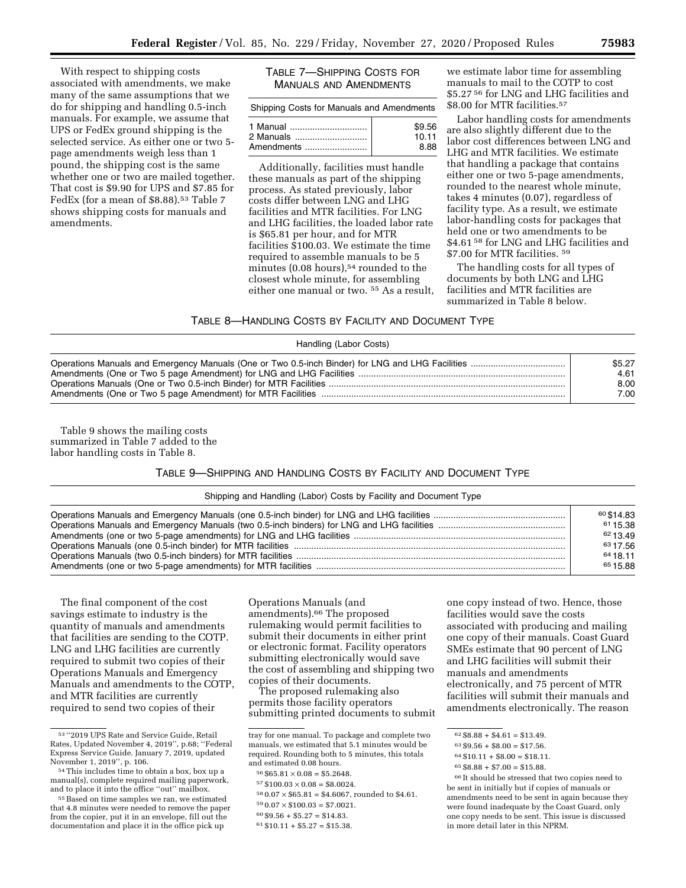With respect to shipping costs associated with amendments, we make many of the same assumptions that we do for shipping and handling 0.5-inch manuals. For example, we assume that UPS or FedEx ground shipping is the selected service. As either one or two 5-page amendments weigh less than 1 pound, the shipping cost is the same whether one or two are mailed together. That cost is $9.90 for UPS and $7.85 for FedEx (for a mean of $8.88).[53] Table 7 shows shipping costs for manuals and amendments.

TABLE 7—SHIPPING COSTS FOR MANUALS AND AMENDMENTS

| Shipping Costs for Manuals and Amendments | |
|---|---|
| 1 Manual | $9.56 |
| 2 Manuals | 10.11 |
| Amendments | 8.88 |

Additionally, facilities must handle these manuals as part of the shipping process. As stated previously, labor costs differ between LNG and LHG facilities and MTR facilities. For LNG and LHG facilities, the loaded labor rate is $65.81 per hour, and for MTR facilities $100.03. We estimate the time required to assemble manuals to be 5 minutes (0.08 hours),[54] rounded to the closest whole minute, for assembling either one manual or two. [55] As a result, we estimate labor time for assembling manuals to mail to the COTP to cost $5.27 [56] for LNG and LHG facilities and $8.00 for MTR facilities.[57]

Labor handling costs for amendments are also slightly different due to the labor cost differences between LNG and LHG and MTR facilities. We estimate that handling a package that contains either one or two 5-page amendments, rounded to the nearest whole minute, takes 4 minutes (0.07), regardless of facility type. As a result, we estimate labor-handling costs for packages that held one or two amendments to be $4.61 [58] for LNG and LHG facilities and $7.00 for MTR facilities. [59]

The handling costs for all types of documents by both LNG and LHG facilities and MTR facilities are summarized in Table 8 below.

TABLE 8—HANDLING COSTS BY FACILITY AND DOCUMENT TYPE

| Handling (Labor Costs) | |
|---|---|
| Operations Manuals and Emergency Manuals (One or Two 0.5-inch Binder) for LNG and LHG Facilities | $5.27 |
| Amendments (One or Two 5 page Amendment) for LNG and LHG Facilities | 4.61 |
| Operations Manuals (One or Two 0.5-inch Binder) for MTR Facilities | 8.00 |
| Amendments (One or Two 5 page Amendment) for MTR Facilities | 7.00 |

Table 9 shows the mailing costs summarized in Table 7 added to the labor handling costs in Table 8.

TABLE 9—SHIPPING AND HANDLING COSTS BY FACILITY AND DOCUMENT TYPE

| Shipping and Handling (Labor) Costs by Facility and Document Type | |
|---|---|
| Operations Manuals and Emergency Manuals (one 0.5-inch binder) for LNG and LHG facilities | [60] $14.83 |
| Operations Manuals and Emergency Manuals (two 0.5-inch binders) for LNG and LHG facilities | [61] 15.38 |
| Amendments (one or two 5-page amendments) for LNG and LHG facilities | [62] 13.49 |
| Operations Manuals (one 0.5-inch binder) for MTR facilities | [63] 17.56 |
| Operations Manuals (two 0.5-inch binders) for MTR facilities | [64] 18.11 |
| Amendments (one or two 5-page amendments) for MTR facilities | [65] 15.88 |

The final component of the cost savings estimate to industry is the quantity of manuals and amendments that facilities are sending to the COTP. LNG and LHG facilities are currently required to submit two copies of their Operations Manuals and Emergency Manuals and amendments to the COTP, and MTR facilities are currently required to send two copies of their Operations Manuals (and amendments).[66] The proposed rulemaking would permit facilities to submit their documents in either print or electronic format. Facility operators submitting electronically would save the cost of assembling and shipping two copies of their documents.

The proposed rulemaking also permits those facility operators submitting printed documents to submit one copy instead of two. Hence, those facilities would save the costs associated with producing and mailing one copy of their manuals. Coast Guard SMEs estimate that 90 percent of LNG and LHG facilities will submit their manuals and amendments electronically, and 75 percent of MTR facilities will submit their manuals and amendments electronically. The reason

---

[53] ''2019 UPS Rate and Service Guide, Retail Rates, Updated November 4, 2019'', p.68; ''Federal Express Service Guide. January 7, 2019, updated November 1, 2019'', p. 106.

[54] This includes time to obtain a box, box up a manual(s), complete required mailing paperwork, and to place it into the office ''out'' mailbox.

[55] Based on time samples we ran, we estimated that 4.8 minutes were needed to remove the paper from the copier, put it in an envelope, fill out the documentation and place it in the office pick up tray for one manual. To package and complete two manuals, we estimated that 5.1 minutes would be required. Rounding both to 5 minutes, this totals and estimated 0.08 hours.

[56] $65.81 × 0.08 = $5.2648.

[57] $100.03 × 0.08 = $8.0024.

[58] 0.07 × $65.81 = $4.6067, rounded to $4.61.

[59] 0.07 × $100.03 = $7.0021.

[60] $9.56 + $5.27 = $14.83.

[61] $10.11 + $5.27 = $15.38.

[62] $8.88 + $4.61 = $13.49.

[63] $9.56 + $8.00 = $17.56.

[64] $10.11 + $8.00 = $18.11.

[65] $8.88 + $7.00 = $15.88.

[66] It should be stressed that two copies need to be sent in initially but if copies of manuals or amendments need to be sent in again because they were found inadequate by the Coast Guard, only one copy needs to be sent. This issue is discussed in more detail later in this NPRM.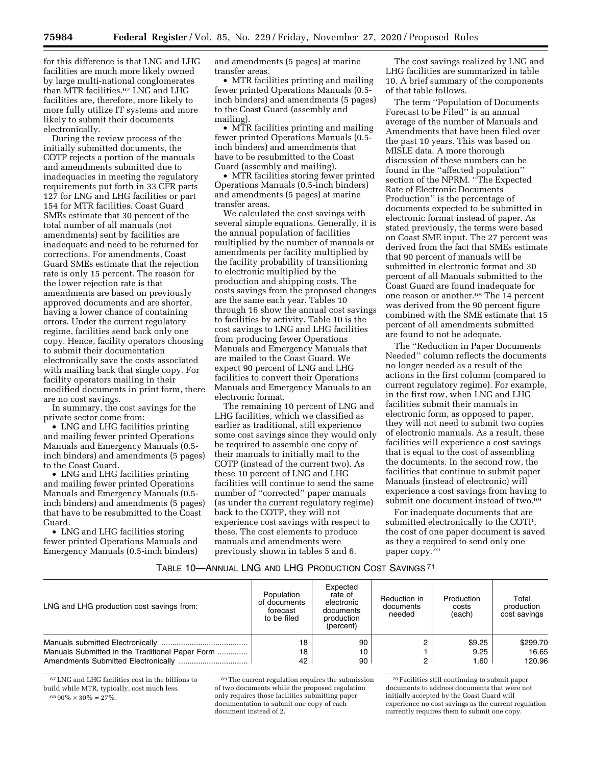for this difference is that LNG and LHG facilities are much more likely owned by large multi-national conglomerates than MTR facilities.[67] LNG and LHG facilities are, therefore, more likely to more fully utilize IT systems and more likely to submit their documents electronically.

During the review process of the initially submitted documents, the COTP rejects a portion of the manuals and amendments submitted due to inadequacies in meeting the regulatory requirements put forth in 33 CFR parts 127 for LNG and LHG facilities or part 154 for MTR facilities. Coast Guard SMEs estimate that 30 percent of the total number of all manuals (not amendments) sent by facilities are inadequate and need to be returned for corrections. For amendments, Coast Guard SMEs estimate that the rejection rate is only 15 percent. The reason for the lower rejection rate is that amendments are based on previously approved documents and are shorter, having a lower chance of containing errors. Under the current regulatory regime, facilities send back only one copy. Hence, facility operators choosing to submit their documentation electronically save the costs associated with mailing back that single copy. For facility operators mailing in their modified documents in print form, there are no cost savings.

In summary, the cost savings for the private sector come from:

- LNG and LHG facilities printing and mailing fewer printed Operations Manuals and Emergency Manuals (0.5-inch binders) and amendments (5 pages) to the Coast Guard.
- LNG and LHG facilities printing and mailing fewer printed Operations Manuals and Emergency Manuals (0.5-inch binders) and amendments (5 pages) that have to be resubmitted to the Coast Guard.
- LNG and LHG facilities storing fewer printed Operations Manuals and Emergency Manuals (0.5-inch binders) and amendments (5 pages) at marine transfer areas.
- MTR facilities printing and mailing fewer printed Operations Manuals (0.5-inch binders) and amendments (5 pages) to the Coast Guard (assembly and mailing).
- MTR facilities printing and mailing fewer printed Operations Manuals (0.5-inch binders) and amendments that have to be resubmitted to the Coast Guard (assembly and mailing).
- MTR facilities storing fewer printed Operations Manuals (0.5-inch binders) and amendments (5 pages) at marine transfer areas.

We calculated the cost savings with several simple equations. Generally, it is the annual population of facilities multiplied by the number of manuals or amendments per facility multiplied by the facility probability of transitioning to electronic multiplied by the production and shipping costs. The costs savings from the proposed changes are the same each year. Tables 10 through 16 show the annual cost savings to facilities by activity. Table 10 is the cost savings to LNG and LHG facilities from producing fewer Operations Manuals and Emergency Manuals that are mailed to the Coast Guard. We expect 90 percent of LNG and LHG facilities to convert their Operations Manuals and Emergency Manuals to an electronic format.

The remaining 10 percent of LNG and LHG facilities, which we classified as earlier as traditional, still experience some cost savings since they would only be required to assemble one copy of their manuals to initially mail to the COTP (instead of the current two). As these 10 percent of LNG and LHG facilities will continue to send the same number of ''corrected'' paper manuals (as under the current regulatory regime) back to the COTP, they will not experience cost savings with respect to these. The cost elements to produce manuals and amendments were previously shown in tables 5 and 6.

The cost savings realized by LNG and LHG facilities are summarized in table 10. A brief summary of the components of that table follows.

The term ''Population of Documents Forecast to be Filed'' is an annual average of the number of Manuals and Amendments that have been filed over the past 10 years. This was based on MISLE data. A more thorough discussion of these numbers can be found in the ''affected population'' section of the NPRM. ''The Expected Rate of Electronic Documents Production'' is the percentage of documents expected to be submitted in electronic format instead of paper. As stated previously, the terms were based on Coast SME input. The 27 percent was derived from the fact that SMEs estimate that 90 percent of manuals will be submitted in electronic format and 30 percent of all Manuals submitted to the Coast Guard are found inadequate for one reason or another.[68] The 14 percent was derived from the 90 percent figure combined with the SME estimate that 15 percent of all amendments submitted are found to not be adequate.

The ''Reduction in Paper Documents Needed'' column reflects the documents no longer needed as a result of the actions in the first column (compared to current regulatory regime). For example, in the first row, when LNG and LHG facilities submit their manuals in electronic form, as opposed to paper, they will not need to submit two copies of electronic manuals. As a result, these facilities will experience a cost savings that is equal to the cost of assembling the documents. In the second row, the facilities that continue to submit paper Manuals (instead of electronic) will experience a cost savings from having to submit one document instead of two.[69]

For inadequate documents that are submitted electronically to the COTP, the cost of one paper document is saved as they a required to send only one paper copy.[70]

TABLE 10—ANNUAL LNG AND LHG PRODUCTION COST SAVINGS [71]

| LNG and LHG production cost savings from: | Population of documents forecast to be filed | Expected rate of electronic documents production (percent) | Reduction in documents needed | Production costs (each) | Total production cost savings |
|---|---|---|---|---|---|
| Manuals submitted Electronically | 18 | 90 | 2 | $9.25 | $299.70 |
| Manuals Submitted in the Traditional Paper Form | 18 | 10 | 1 | 9.25 | 16.65 |
| Amendments Submitted Electronically | 42 | 90 | 2 | 1.60 | 120.96 |

[67] LNG and LHG facilities cost in the billions to build while MTR, typically, cost much less.

[68] $90\% \times 30\% = 27\%$.

[69] The current regulation requires the submission of two documents while the proposed regulation only requires those facilities submitting paper documentation to submit one copy of each document instead of 2.

[70] Facilities still continuing to submit paper documents to address documents that were not initially accepted by the Coast Guard will experience no cost savings as the current regulation currently requires them to submit one copy.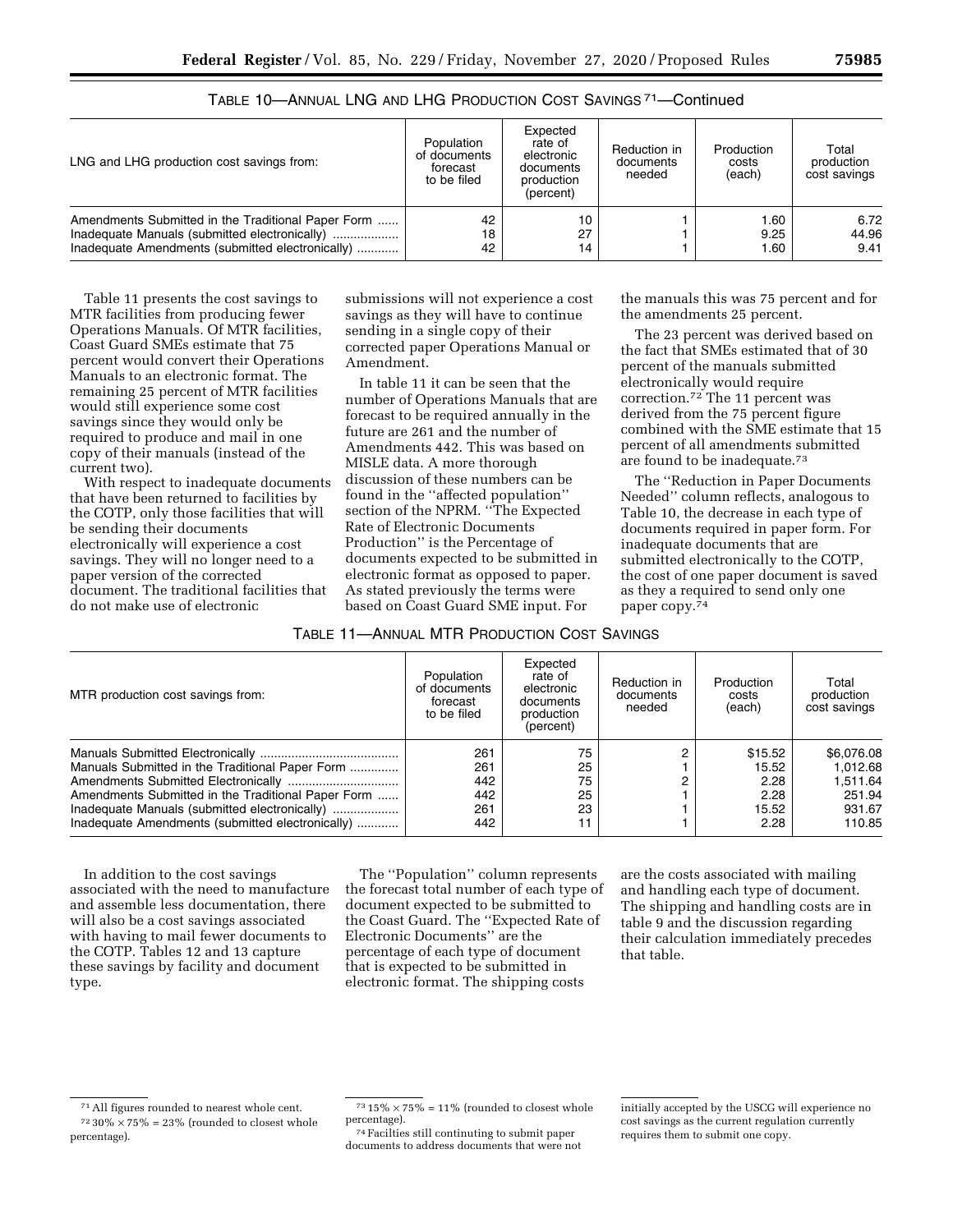TABLE 10—ANNUAL LNG AND LHG PRODUCTION COST SAVINGS [71]—Continued

| LNG and LHG production cost savings from: | Population of documents forecast to be filed | Expected rate of electronic documents production (percent) | Reduction in documents needed | Production costs (each) | Total production cost savings |
|---|---|---|---|---|---|
| Amendments Submitted in the Traditional Paper Form | 42 | 10 | 1 | 1.60 | 6.72 |
| Inadequate Manuals (submitted electronically) | 18 | 27 | 1 | 9.25 | 44.96 |
| Inadequate Amendments (submitted electronically) | 42 | 14 | 1 | 1.60 | 9.41 |

Table 11 presents the cost savings to MTR facilities from producing fewer Operations Manuals. Of MTR facilities, Coast Guard SMEs estimate that 75 percent would convert their Operations Manuals to an electronic format. The remaining 25 percent of MTR facilities would still experience some cost savings since they would only be required to produce and mail in one copy of their manuals (instead of the current two).

With respect to inadequate documents that have been returned to facilities by the COTP, only those facilities that will be sending their documents electronically will experience a cost savings. They will no longer need to a paper version of the corrected document. The traditional facilities that do not make use of electronic submissions will not experience a cost savings as they will have to continue sending in a single copy of their corrected paper Operations Manual or Amendment.

In table 11 it can be seen that the number of Operations Manuals that are forecast to be required annually in the future are 261 and the number of Amendments 442. This was based on MISLE data. A more thorough discussion of these numbers can be found in the ''affected population'' section of the NPRM. ''The Expected Rate of Electronic Documents Production'' is the Percentage of documents expected to be submitted in electronic format as opposed to paper. As stated previously the terms were based on Coast Guard SME input. For the manuals this was 75 percent and for the amendments 25 percent.

The 23 percent was derived based on the fact that SMEs estimated that of 30 percent of the manuals submitted electronically would require correction.[72] The 11 percent was derived from the 75 percent figure combined with the SME estimate that 15 percent of all amendments submitted are found to be inadequate.[73]

The ''Reduction in Paper Documents Needed'' column reflects, analogous to Table 10, the decrease in each type of documents required in paper form. For inadequate documents that are submitted electronically to the COTP, the cost of one paper document is saved as they a required to send only one paper copy.[74]

TABLE 11—ANNUAL MTR PRODUCTION COST SAVINGS

| MTR production cost savings from: | Population of documents forecast to be filed | Expected rate of electronic documents production (percent) | Reduction in documents needed | Production costs (each) | Total production cost savings |
|---|---|---|---|---|---|
| Manuals Submitted Electronically | 261 | 75 | 2 | $15.52 | $6,076.08 |
| Manuals Submitted in the Traditional Paper Form | 261 | 25 | 1 | 15.52 | 1,012.68 |
| Amendments Submitted Electronically | 442 | 75 | 2 | 2.28 | 1,511.64 |
| Amendments Submitted in the Traditional Paper Form | 442 | 25 | 1 | 2.28 | 251.94 |
| Inadequate Manuals (submitted electronically) | 261 | 23 | 1 | 15.52 | 931.67 |
| Inadequate Amendments (submitted electronically) | 442 | 11 | 1 | 2.28 | 110.85 |

In addition to the cost savings associated with the need to manufacture and assemble less documentation, there will also be a cost savings associated with having to mail fewer documents to the COTP. Tables 12 and 13 capture these savings by facility and document type.

The ''Population'' column represents the forecast total number of each type of document expected to be submitted to the Coast Guard. The ''Expected Rate of Electronic Documents'' are the percentage of each type of document that is expected to be submitted in electronic format. The shipping costs are the costs associated with mailing and handling each type of document. The shipping and handling costs are in table 9 and the discussion regarding their calculation immediately precedes that table.

[71] All figures rounded to nearest whole cent.

[72] 30% × 75% = 23% (rounded to closest whole percentage).

[73] 15% × 75% = 11% (rounded to closest whole percentage).

[74] Facilties still continuing to submit paper documents to address documents that were not initially accepted by the USCG will experience no cost savings as the current regulation currently requires them to submit one copy.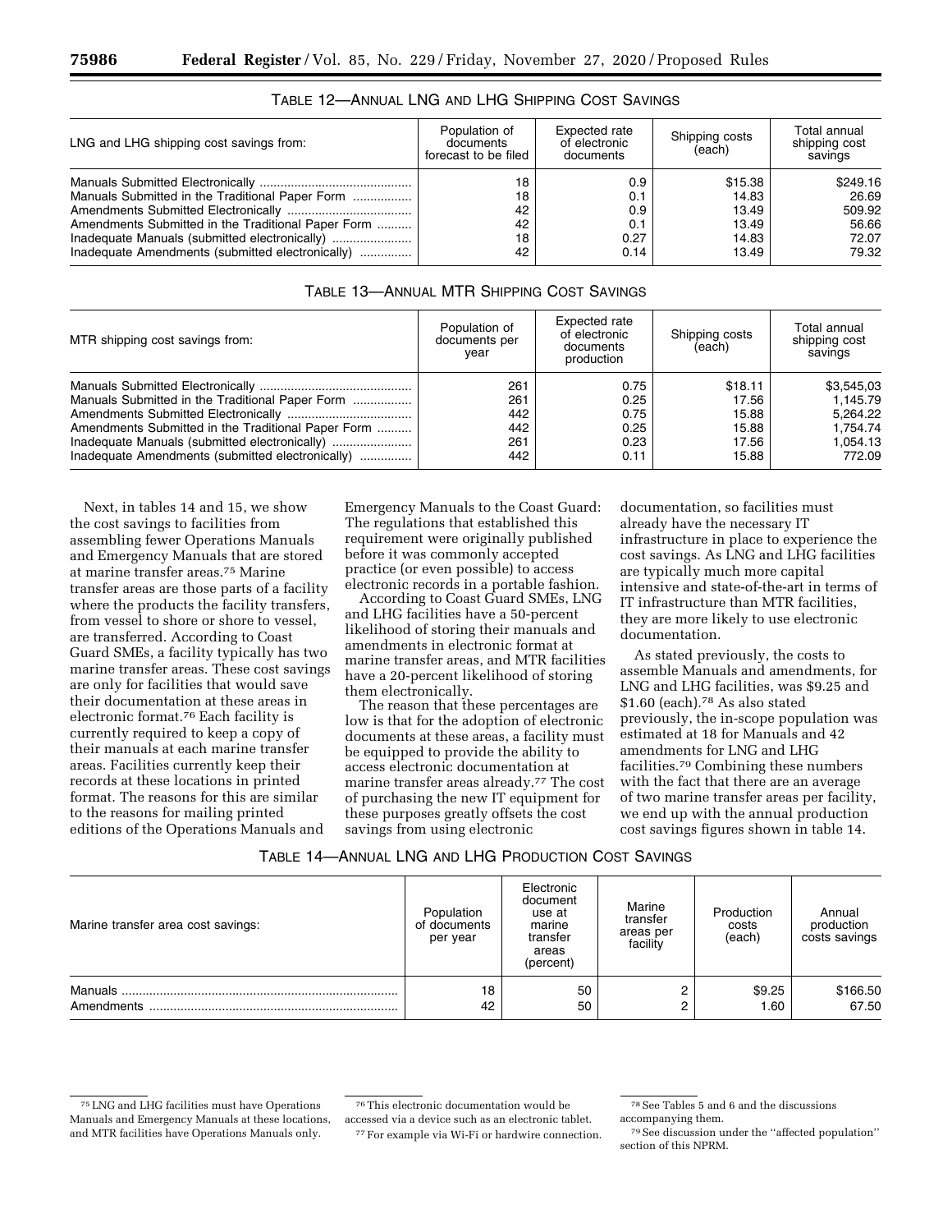TABLE 12—ANNUAL LNG AND LHG SHIPPING COST SAVINGS

| LNG and LHG shipping cost savings from: | Population of documents forecast to be filed | Expected rate of electronic documents | Shipping costs (each) | Total annual shipping cost savings |
| --- | --- | --- | --- | --- |
| Manuals Submitted Electronically | 18 | 0.9 | $15.38 | $249.16 |
| Manuals Submitted in the Traditional Paper Form | 18 | 0.1 | 14.83 | 26.69 |
| Amendments Submitted Electronically | 42 | 0.9 | 13.49 | 509.92 |
| Amendments Submitted in the Traditional Paper Form | 42 | 0.1 | 13.49 | 56.66 |
| Inadequate Manuals (submitted electronically) | 18 | 0.27 | 14.83 | 72.07 |
| Inadequate Amendments (submitted electronically) | 42 | 0.14 | 13.49 | 79.32 |

TABLE 13—ANNUAL MTR SHIPPING COST SAVINGS

| MTR shipping cost savings from: | Population of documents per year | Expected rate of electronic documents production | Shipping costs (each) | Total annual shipping cost savings |
| --- | --- | --- | --- | --- |
| Manuals Submitted Electronically | 261 | 0.75 | $18.11 | $3,545,03 |
| Manuals Submitted in the Traditional Paper Form | 261 | 0.25 | 17.56 | 1,145.79 |
| Amendments Submitted Electronically | 442 | 0.75 | 15.88 | 5,264.22 |
| Amendments Submitted in the Traditional Paper Form | 442 | 0.25 | 15.88 | 1,754.74 |
| Inadequate Manuals (submitted electronically) | 261 | 0.23 | 17.56 | 1,054.13 |
| Inadequate Amendments (submitted electronically) | 442 | 0.11 | 15.88 | 772.09 |

Next, in tables 14 and 15, we show the cost savings to facilities from assembling fewer Operations Manuals and Emergency Manuals that are stored at marine transfer areas.[75] Marine transfer areas are those parts of a facility where the products the facility transfers, from vessel to shore or shore to vessel, are transferred. According to Coast Guard SMEs, a facility typically has two marine transfer areas. These cost savings are only for facilities that would save their documentation at these areas in electronic format.[76] Each facility is currently required to keep a copy of their manuals at each marine transfer areas. Facilities currently keep their records at these locations in printed format. The reasons for this are similar to the reasons for mailing printed editions of the Operations Manuals and Emergency Manuals to the Coast Guard: The regulations that established this requirement were originally published before it was commonly accepted practice (or even possible) to access electronic records in a portable fashion.

According to Coast Guard SMEs, LNG and LHG facilities have a 50-percent likelihood of storing their manuals and amendments in electronic format at marine transfer areas, and MTR facilities have a 20-percent likelihood of storing them electronically.

The reason that these percentages are low is that for the adoption of electronic documents at these areas, a facility must be equipped to provide the ability to access electronic documentation at marine transfer areas already.[77] The cost of purchasing the new IT equipment for these purposes greatly offsets the cost savings from using electronic documentation, so facilities must already have the necessary IT infrastructure in place to experience the cost savings. As LNG and LHG facilities are typically much more capital intensive and state-of-the-art in terms of IT infrastructure than MTR facilities, they are more likely to use electronic documentation.

As stated previously, the costs to assemble Manuals and amendments, for LNG and LHG facilities, was $9.25 and $1.60 (each).[78] As also stated previously, the in-scope population was estimated at 18 for Manuals and 42 amendments for LNG and LHG facilities.[79] Combining these numbers with the fact that there are an average of two marine transfer areas per facility, we end up with the annual production cost savings figures shown in table 14.

TABLE 14—ANNUAL LNG AND LHG PRODUCTION COST SAVINGS

| Marine transfer area cost savings: | Population of documents per year | Electronic document use at marine transfer areas (percent) | Marine transfer areas per facility | Production costs (each) | Annual production costs savings |
| --- | --- | --- | --- | --- | --- |
| Manuals | 18 | 50 | 2 | $9.25 | $166.50 |
| Amendments | 42 | 50 | 2 | 1.60 | 67.50 |

[75] LNG and LHG facilities must have Operations Manuals and Emergency Manuals at these locations, and MTR facilities have Operations Manuals only.

[76] This electronic documentation would be accessed via a device such as an electronic tablet.

[77] For example via Wi-Fi or hardwire connection.

[78] See Tables 5 and 6 and the discussions accompanying them.

[79] See discussion under the ''affected population'' section of this NPRM.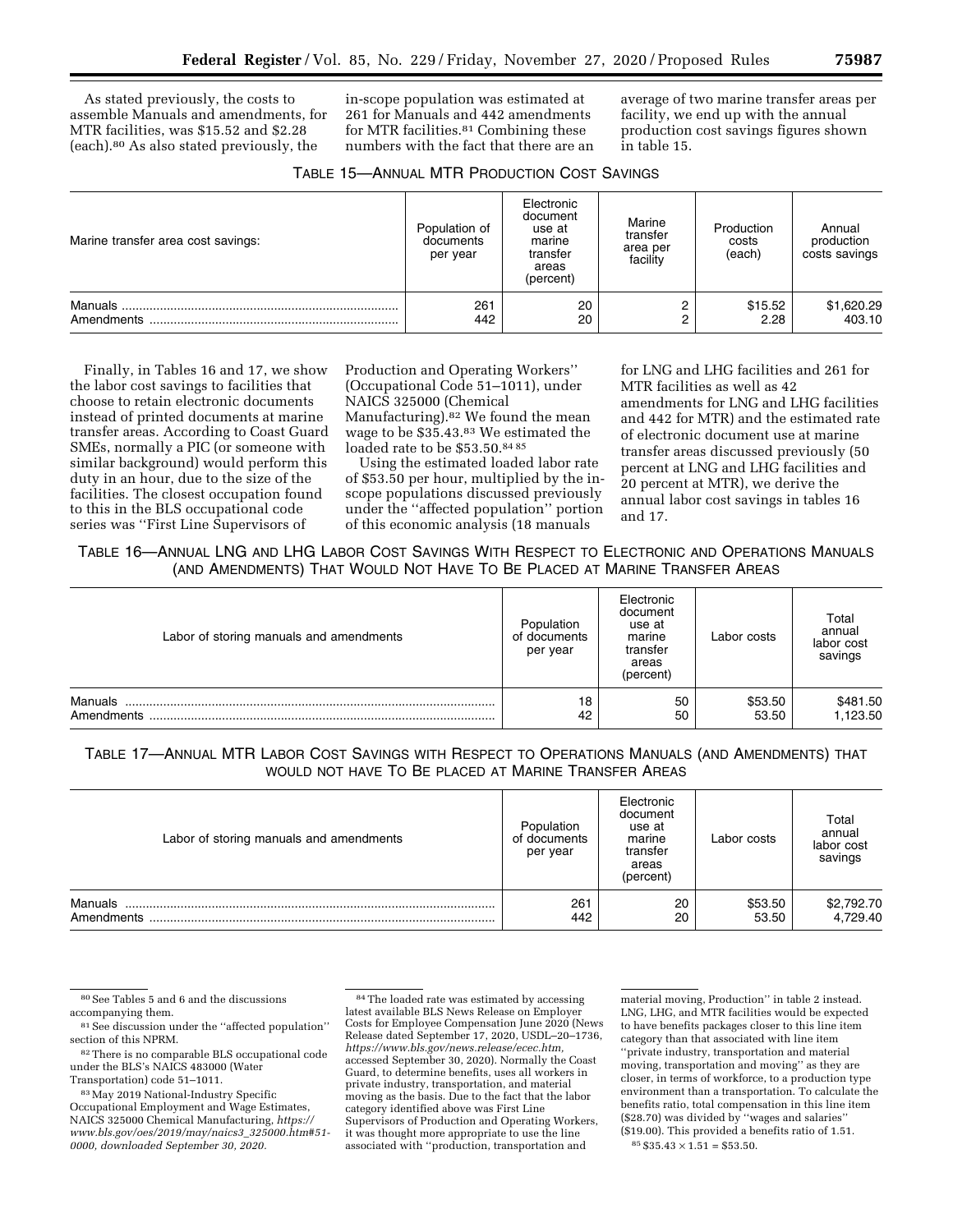As stated previously, the costs to assemble Manuals and amendments, for MTR facilities, was $15.52 and $2.28 (each).[80] As also stated previously, the in-scope population was estimated at 261 for Manuals and 442 amendments for MTR facilities.[81] Combining these numbers with the fact that there are an average of two marine transfer areas per facility, we end up with the annual production cost savings figures shown in table 15.

TABLE 15—ANNUAL MTR PRODUCTION COST SAVINGS

| Marine transfer area cost savings: | Population of documents per year | Electronic document use at marine transfer areas (percent) | Marine transfer area per facility | Production costs (each) | Annual production costs savings |
|---|---|---|---|---|---|
| Manuals | 261 | 20 | 2 | $15.52 | $1,620.29 |
| Amendments | 442 | 20 | 2 | 2.28 | 403.10 |

Finally, in Tables 16 and 17, we show the labor cost savings to facilities that choose to retain electronic documents instead of printed documents at marine transfer areas. According to Coast Guard SMEs, normally a PIC (or someone with similar background) would perform this duty in an hour, due to the size of the facilities. The closest occupation found to this in the BLS occupational code series was ''First Line Supervisors of Production and Operating Workers'' (Occupational Code 51–1011), under NAICS 325000 (Chemical Manufacturing).[82] We found the mean wage to be $35.43.[83] We estimated the loaded rate to be $53.50.[84 85]

Using the estimated loaded labor rate of $53.50 per hour, multiplied by the in-scope populations discussed previously under the ''affected population'' portion of this economic analysis (18 manuals for LNG and LHG facilities and 261 for MTR facilities as well as 42 amendments for LNG and LHG facilities and 442 for MTR) and the estimated rate of electronic document use at marine transfer areas discussed previously (50 percent at LNG and LHG facilities and 20 percent at MTR), we derive the annual labor cost savings in tables 16 and 17.

TABLE 16—ANNUAL LNG AND LHG LABOR COST SAVINGS WITH RESPECT TO ELECTRONIC AND OPERATIONS MANUALS (AND AMENDMENTS) THAT WOULD NOT HAVE TO BE PLACED AT MARINE TRANSFER AREAS

| Labor of storing manuals and amendments | Population of documents per year | Electronic document use at marine transfer areas (percent) | Labor costs | Total annual labor cost savings |
|---|---|---|---|---|
| Manuals | 18 | 50 | $53.50 | $481.50 |
| Amendments | 42 | 50 | 53.50 | 1,123.50 |

TABLE 17—ANNUAL MTR LABOR COST SAVINGS WITH RESPECT TO OPERATIONS MANUALS (AND AMENDMENTS) THAT WOULD NOT HAVE TO BE PLACED AT MARINE TRANSFER AREAS

| Labor of storing manuals and amendments | Population of documents per year | Electronic document use at marine transfer areas (percent) | Labor costs | Total annual labor cost savings |
|---|---|---|---|---|
| Manuals | 261 | 20 | $53.50 | $2,792.70 |
| Amendments | 442 | 20 | 53.50 | 4,729.40 |

---

[80] See Tables 5 and 6 and the discussions accompanying them.

[81] See discussion under the ''affected population'' section of this NPRM.

[82] There is no comparable BLS occupational code under the BLS's NAICS 483000 (Water Transportation) code 51–1011.

[83] May 2019 National-Industry Specific Occupational Employment and Wage Estimates, NAICS 325000 Chemical Manufacturing, *https://www.bls.gov/oes/2019/may/naics3_325000.htm#51-0000, downloaded September 30, 2020.*

[84] The loaded rate was estimated by accessing latest available BLS News Release on Employer Costs for Employee Compensation June 2020 (News Release dated September 17, 2020, USDL–20–1736, *https://www.bls.gov/news.release/ecec.htm,* accessed September 30, 2020). Normally the Coast Guard, to determine benefits, uses all workers in private industry, transportation, and material moving as the basis. Due to the fact that the labor category identified above was First Line Supervisors of Production and Operating Workers, it was thought more appropriate to use the line associated with ''production, transportation and material moving, Production'' in table 2 instead. LNG, LHG, and MTR facilities would be expected to have benefits packages closer to this line item category than that associated with line item ''private industry, transportation and material moving, transportation and moving'' as they are closer, in terms of workforce, to a production type environment than a transportation. To calculate the benefits ratio, total compensation in this line item ($28.70) was divided by ''wages and salaries'' ($19.00). This provided a benefits ratio of 1.51.

[85] $35.43 × 1.51 = $53.50.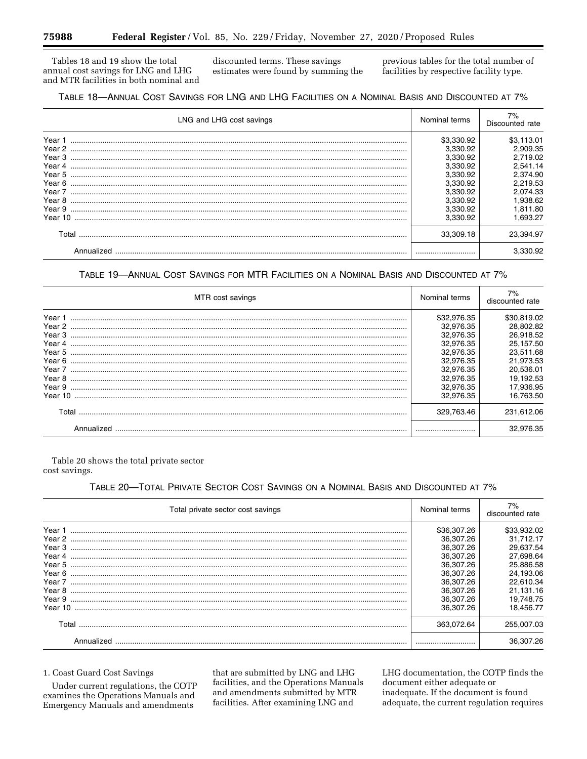Tables 18 and 19 show the total annual cost savings for LNG and LHG and MTR facilities in both nominal and discounted terms. These savings estimates were found by summing the previous tables for the total number of facilities by respective facility type.

TABLE 18—ANNUAL COST SAVINGS FOR LNG AND LHG FACILITIES ON A NOMINAL BASIS AND DISCOUNTED AT 7%

| LNG and LHG cost savings | Nominal terms | 7% Discounted rate |
|---|---|---|
| Year 1 | $3,330.92 | $3,113.01 |
| Year 2 | 3,330.92 | 2,909.35 |
| Year 3 | 3,330.92 | 2,719.02 |
| Year 4 | 3,330.92 | 2,541.14 |
| Year 5 | 3,330.92 | 2,374.90 |
| Year 6 | 3,330.92 | 2,219.53 |
| Year 7 | 3,330.92 | 2,074.33 |
| Year 8 | 3,330.92 | 1,938.62 |
| Year 9 | 3,330.92 | 1,811.80 |
| Year 10 | 3,330.92 | 1,693.27 |
| Total | 33,309.18 | 23,394.97 |
| Annualized | | 3,330.92 |

TABLE 19—ANNUAL COST SAVINGS FOR MTR FACILITIES ON A NOMINAL BASIS AND DISCOUNTED AT 7%

| MTR cost savings | Nominal terms | 7% discounted rate |
|---|---|---|
| Year 1 | $32,976.35 | $30,819.02 |
| Year 2 | 32,976.35 | 28,802.82 |
| Year 3 | 32,976.35 | 26,918.52 |
| Year 4 | 32,976.35 | 25,157.50 |
| Year 5 | 32,976.35 | 23,511.68 |
| Year 6 | 32,976.35 | 21,973.53 |
| Year 7 | 32,976.35 | 20,536.01 |
| Year 8 | 32,976.35 | 19,192.53 |
| Year 9 | 32,976.35 | 17,936.95 |
| Year 10 | 32,976.35 | 16,763.50 |
| Total | 329,763.46 | 231,612.06 |
| Annualized | | 32,976.35 |

Table 20 shows the total private sector cost savings.

TABLE 20—TOTAL PRIVATE SECTOR COST SAVINGS ON A NOMINAL BASIS AND DISCOUNTED AT 7%

| Total private sector cost savings | Nominal terms | 7% discounted rate |
|---|---|---|
| Year 1 | $36,307.26 | $33,932.02 |
| Year 2 | 36,307.26 | 31,712.17 |
| Year 3 | 36,307.26 | 29,637.54 |
| Year 4 | 36,307.26 | 27,698.64 |
| Year 5 | 36,307.26 | 25,886.58 |
| Year 6 | 36,307.26 | 24,193.06 |
| Year 7 | 36,307.26 | 22,610.34 |
| Year 8 | 36,307.26 | 21,131.16 |
| Year 9 | 36,307.26 | 19,748.75 |
| Year 10 | 36,307.26 | 18,456.77 |
| Total | 363,072.64 | 255,007.03 |
| Annualized | | 36,307.26 |

1. Coast Guard Cost Savings

Under current regulations, the COTP examines the Operations Manuals and Emergency Manuals and amendments that are submitted by LNG and LHG facilities, and the Operations Manuals and amendments submitted by MTR facilities. After examining LNG and LHG documentation, the COTP finds the document either adequate or inadequate. If the document is found adequate, the current regulation requires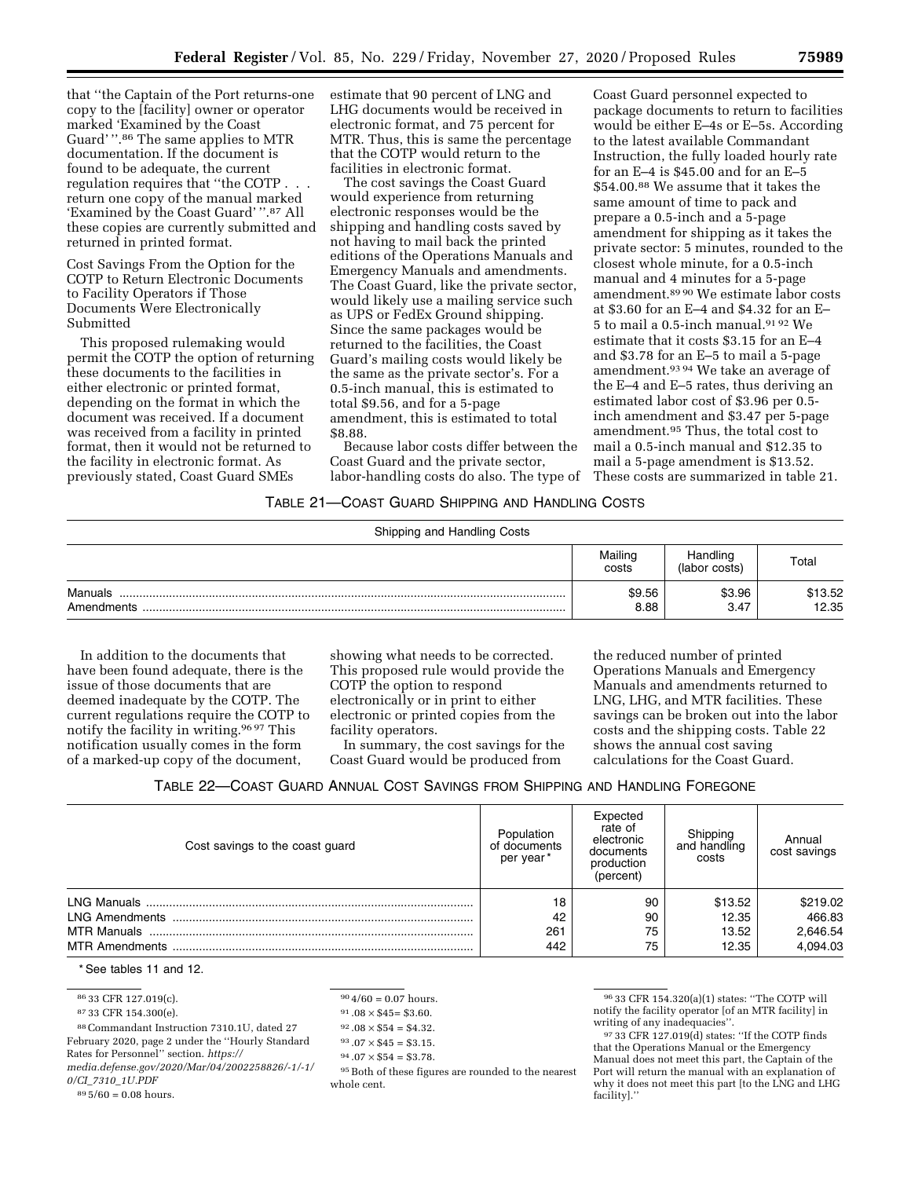that "the Captain of the Port returns-one copy to the [facility] owner or operator marked 'Examined by the Coast Guard' ".[86] The same applies to MTR documentation. If the document is found to be adequate, the current regulation requires that "the COTP . . . return one copy of the manual marked 'Examined by the Coast Guard' ".[87] All these copies are currently submitted and returned in printed format.

Cost Savings From the Option for the COTP to Return Electronic Documents to Facility Operators if Those Documents Were Electronically Submitted

This proposed rulemaking would permit the COTP the option of returning these documents to the facilities in either electronic or printed format, depending on the format in which the document was received. If a document was received from a facility in printed format, then it would not be returned to the facility in electronic format. As previously stated, Coast Guard SMEs estimate that 90 percent of LNG and LHG documents would be received in electronic format, and 75 percent for MTR. Thus, this is same the percentage that the COTP would return to the facilities in electronic format.

The cost savings the Coast Guard would experience from returning electronic responses would be the shipping and handling costs saved by not having to mail back the printed editions of the Operations Manuals and Emergency Manuals and amendments. The Coast Guard, like the private sector, would likely use a mailing service such as UPS or FedEx Ground shipping. Since the same packages would be returned to the facilities, the Coast Guard's mailing costs would likely be the same as the private sector's. For a 0.5-inch manual, this is estimated to total $9.56, and for a 5-page amendment, this is estimated to total $8.88.

Because labor costs differ between the Coast Guard and the private sector, labor-handling costs do also. The type of Coast Guard personnel expected to package documents to return to facilities would be either E–4s or E–5s. According to the latest available Commandant Instruction, the fully loaded hourly rate for an E–4 is $45.00 and for an E–5 $54.00.[88] We assume that it takes the same amount of time to pack and prepare a 0.5-inch and a 5-page amendment for shipping as it takes the private sector: 5 minutes, rounded to the closest whole minute, for a 0.5-inch manual and 4 minutes for a 5-page amendment.[89] [90] We estimate labor costs at $3.60 for an E–4 and $4.32 for an E–5 to mail a 0.5-inch manual.[91] [92] We estimate that it costs $3.15 for an E–4 and $3.78 for an E–5 to mail a 5-page amendment.[93] [94] We take an average of the E–4 and E–5 rates, thus deriving an estimated labor cost of $3.96 per 0.5-inch amendment and $3.47 per 5-page amendment.[95] Thus, the total cost to mail a 0.5-inch manual and $12.35 to mail a 5-page amendment is $13.52. These costs are summarized in table 21.

TABLE 21—COAST GUARD SHIPPING AND HANDLING COSTS

| Shipping and Handling Costs | | | |
|---|---|---|---|
| | Mailing costs | Handling (labor costs) | Total |
| Manuals | $9.56 | $3.96 | $13.52 |
| Amendments | 8.88 | 3.47 | 12.35 |

In addition to the documents that have been found adequate, there is the issue of those documents that are deemed inadequate by the COTP. The current regulations require the COTP to notify the facility in writing.[96] [97] This notification usually comes in the form of a marked-up copy of the document, showing what needs to be corrected. This proposed rule would provide the COTP the option to respond electronically or in print to either electronic or printed copies from the facility operators.

In summary, the cost savings for the Coast Guard would be produced from the reduced number of printed Operations Manuals and Emergency Manuals and amendments returned to LNG, LHG, and MTR facilities. These savings can be broken out into the labor costs and the shipping costs. Table 22 shows the annual cost saving calculations for the Coast Guard.

TABLE 22—COAST GUARD ANNUAL COST SAVINGS FROM SHIPPING AND HANDLING FOREGONE

| Cost savings to the coast guard | Population of documents per year* | Expected rate of electronic documents production (percent) | Shipping and handling costs | Annual cost savings |
|---|---|---|---|---|
| LNG Manuals | 18 | 90 | $13.52 | $219.02 |
| LNG Amendments | 42 | 90 | 12.35 | 466.83 |
| MTR Manuals | 261 | 75 | 13.52 | 2,646.54 |
| MTR Amendments | 442 | 75 | 12.35 | 4,094.03 |

\* See tables 11 and 12.

[86] 33 CFR 127.019(c).

[87] 33 CFR 154.300(e).

[88] Commandant Instruction 7310.1U, dated 27 February 2020, page 2 under the "Hourly Standard Rates for Personnel" section. *https://media.defense.gov/2020/Mar/04/2002258826/-1/-1/0/CI_7310_1U.PDF*

[89] 5/60 = 0.08 hours.

[90] 4/60 = 0.07 hours.

[91] $.08 \times \$45 = \$3.60$.

[92] $.08 \times \$54 = \$4.32$.

[93] $.07 \times \$45 = \$3.15$.

[94] $.07 \times \$54 = \$3.78$.

[95] Both of these figures are rounded to the nearest whole cent.

[96] 33 CFR 154.320(a)(1) states: "The COTP will notify the facility operator [of an MTR facility] in writing of any inadequacies".

[97] 33 CFR 127.019(d) states: "If the COTP finds that the Operations Manual or the Emergency Manual does not meet this part, the Captain of the Port will return the manual with an explanation of why it does not meet this part [to the LNG and LHG facility]."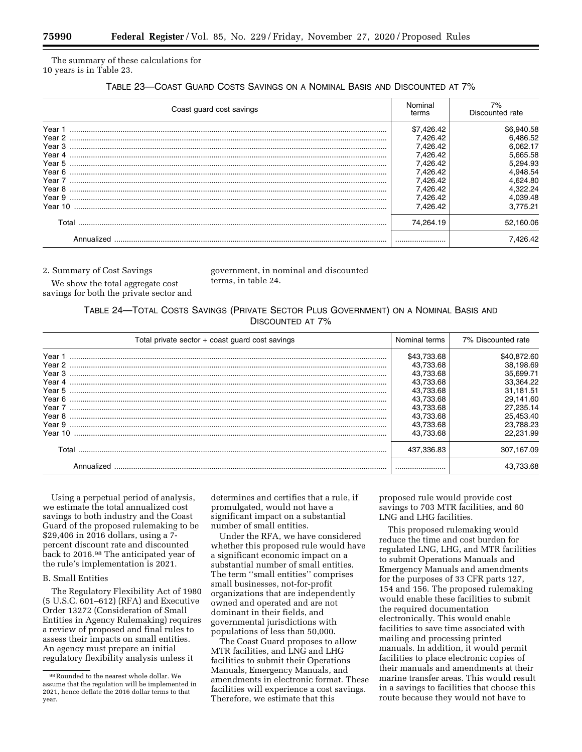The summary of these calculations for 10 years is in Table 23.

TABLE 23—COAST GUARD COSTS SAVINGS ON A NOMINAL BASIS AND DISCOUNTED AT 7%

| Coast guard cost savings | Nominal terms | 7% Discounted rate |
|---|---|---|
| Year 1 | $7,426.42 | $6,940.58 |
| Year 2 | 7,426.42 | 6,486.52 |
| Year 3 | 7,426.42 | 6,062.17 |
| Year 4 | 7,426.42 | 5,665.58 |
| Year 5 | 7,426.42 | 5,294.93 |
| Year 6 | 7,426.42 | 4,948.54 |
| Year 7 | 7,426.42 | 4,624.80 |
| Year 8 | 7,426.42 | 4,322.24 |
| Year 9 | 7,426.42 | 4,039.48 |
| Year 10 | 7,426.42 | 3,775.21 |
| Total | 74,264.19 | 52,160.06 |
| Annualized | | 7,426.42 |

2. Summary of Cost Savings

We show the total aggregate cost savings for both the private sector and government, in nominal and discounted terms, in table 24.

TABLE 24—TOTAL COSTS SAVINGS (PRIVATE SECTOR PLUS GOVERNMENT) ON A NOMINAL BASIS AND DISCOUNTED AT 7%

| Total private sector + coast guard cost savings | Nominal terms | 7% Discounted rate |
|---|---|---|
| Year 1 | $43,733.68 | $40,872.60 |
| Year 2 | 43,733.68 | 38,198.69 |
| Year 3 | 43,733.68 | 35,699.71 |
| Year 4 | 43,733.68 | 33,364.22 |
| Year 5 | 43,733.68 | 31,181.51 |
| Year 6 | 43,733.68 | 29,141.60 |
| Year 7 | 43,733.68 | 27,235.14 |
| Year 8 | 43,733.68 | 25,453.40 |
| Year 9 | 43,733.68 | 23,788.23 |
| Year 10 | 43,733.68 | 22,231.99 |
| Total | 437,336.83 | 307,167.09 |
| Annualized | | 43,733.68 |

Using a perpetual period of analysis, we estimate the total annualized cost savings to both industry and the Coast Guard of the proposed rulemaking to be $29,406 in 2016 dollars, using a 7-percent discount rate and discounted back to 2016.[98] The anticipated year of the rule's implementation is 2021.

B. Small Entities

The Regulatory Flexibility Act of 1980 (5 U.S.C. 601–612) (RFA) and Executive Order 13272 (Consideration of Small Entities in Agency Rulemaking) requires a review of proposed and final rules to assess their impacts on small entities. An agency must prepare an initial regulatory flexibility analysis unless it determines and certifies that a rule, if promulgated, would not have a significant impact on a substantial number of small entities.

Under the RFA, we have considered whether this proposed rule would have a significant economic impact on a substantial number of small entities. The term ''small entities'' comprises small businesses, not-for-profit organizations that are independently owned and operated and are not dominant in their fields, and governmental jurisdictions with populations of less than 50,000.

The Coast Guard proposes to allow MTR facilities, and LNG and LHG facilities to submit their Operations Manuals, Emergency Manuals, and amendments in electronic format. These facilities will experience a cost savings. Therefore, we estimate that this proposed rule would provide cost savings to 703 MTR facilities, and 60 LNG and LHG facilities.

This proposed rulemaking would reduce the time and cost burden for regulated LNG, LHG, and MTR facilities to submit Operations Manuals and Emergency Manuals and amendments for the purposes of 33 CFR parts 127, 154 and 156. The proposed rulemaking would enable these facilities to submit the required documentation electronically. This would enable facilities to save time associated with mailing and processing printed manuals. In addition, it would permit facilities to place electronic copies of their manuals and amendments at their marine transfer areas. This would result in a savings to facilities that choose this route because they would not have to

[98] Rounded to the nearest whole dollar. We assume that the regulation will be implemented in 2021, hence deflate the 2016 dollar terms to that year.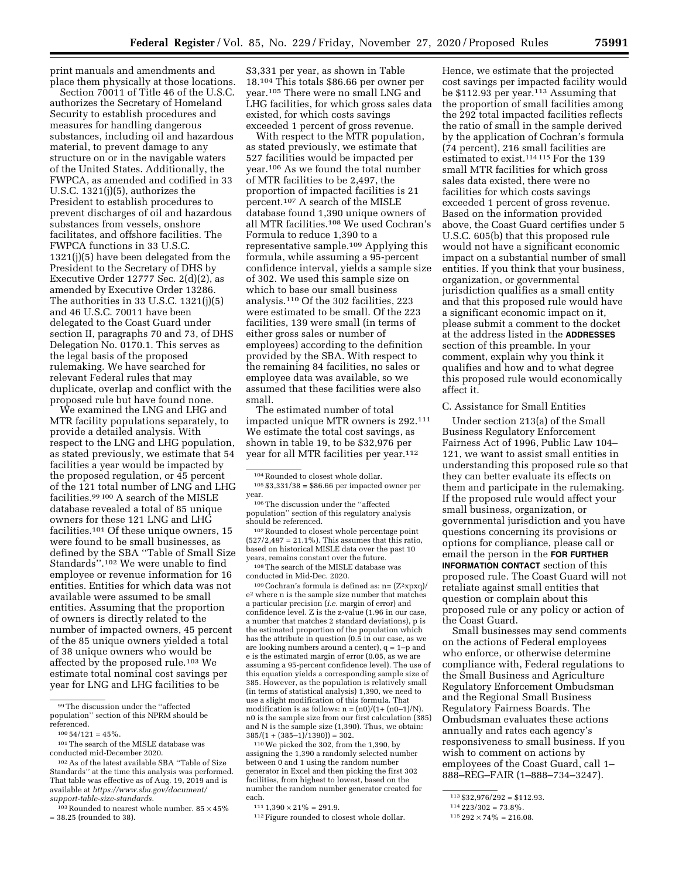print manuals and amendments and place them physically at those locations.

Section 70011 of Title 46 of the U.S.C. authorizes the Secretary of Homeland Security to establish procedures and measures for handling dangerous substances, including oil and hazardous material, to prevent damage to any structure on or in the navigable waters of the United States. Additionally, the FWPCA, as amended and codified in 33 U.S.C. 1321(j)(5), authorizes the President to establish procedures to prevent discharges of oil and hazardous substances from vessels, onshore facilities, and offshore facilities. The FWPCA functions in 33 U.S.C. 1321(j)(5) have been delegated from the President to the Secretary of DHS by Executive Order 12777 Sec. 2(d)(2), as amended by Executive Order 13286. The authorities in 33 U.S.C. 1321(j)(5) and 46 U.S.C. 70011 have been delegated to the Coast Guard under section II, paragraphs 70 and 73, of DHS Delegation No. 0170.1. This serves as the legal basis of the proposed rulemaking. We have searched for relevant Federal rules that may duplicate, overlap and conflict with the proposed rule but have found none.

We examined the LNG and LHG and MTR facility populations separately, to provide a detailed analysis. With respect to the LNG and LHG population, as stated previously, we estimate that 54 facilities a year would be impacted by the proposed regulation, or 45 percent of the 121 total number of LNG and LHG facilities.[99] [100] A search of the MISLE database revealed a total of 85 unique owners for these 121 LNG and LHG facilities.[101] Of these unique owners, 15 were found to be small businesses, as defined by the SBA "Table of Small Size Standards".[102] We were unable to find employee or revenue information for 16 entities. Entities for which data was not available were assumed to be small entities. Assuming that the proportion of owners is directly related to the number of impacted owners, 45 percent of the 85 unique owners yielded a total of 38 unique owners who would be affected by the proposed rule.[103] We estimate total nominal cost savings per year for LNG and LHG facilities to be $3,331 per year, as shown in Table 18.[104] This totals $86.66 per owner per year.[105] There were no small LNG and LHG facilities, for which gross sales data existed, for which costs savings exceeded 1 percent of gross revenue.

With respect to the MTR population, as stated previously, we estimate that 527 facilities would be impacted per year.[106] As we found the total number of MTR facilities to be 2,497, the proportion of impacted facilities is 21 percent.[107] A search of the MISLE database found 1,390 unique owners of all MTR facilities.[108] We used Cochran's Formula to reduce 1,390 to a representative sample.[109] Applying this formula, while assuming a 95-percent confidence interval, yields a sample size of 302. We used this sample size on which to base our small business analysis.[110] Of the 302 facilities, 223 were estimated to be small. Of the 223 facilities, 139 were small (in terms of either gross sales or number of employees) according to the definition provided by the SBA. With respect to the remaining 84 facilities, no sales or employee data was available, so we assumed that these facilities were also small.

The estimated number of total impacted unique MTR owners is 292.[111] We estimate the total cost savings, as shown in table 19, to be $32,976 per year for all MTR facilities per year.[112] Hence, we estimate that the projected cost savings per impacted facility would be $112.93 per year.[113] Assuming that the proportion of small facilities among the 292 total impacted facilities reflects the ratio of small in the sample derived by the application of Cochran's formula (74 percent), 216 small facilities are estimated to exist.[114] [115] For the 139 small MTR facilities for which gross sales data existed, there were no facilities for which costs savings exceeded 1 percent of gross revenue. Based on the information provided above, the Coast Guard certifies under 5 U.S.C. 605(b) that this proposed rule would not have a significant economic impact on a substantial number of small entities. If you think that your business, organization, or governmental jurisdiction qualifies as a small entity and that this proposed rule would have a significant economic impact on it, please submit a comment to the docket at the address listed in the **ADDRESSES** section of this preamble. In your comment, explain why you think it qualifies and how and to what degree this proposed rule would economically affect it.

### C. Assistance for Small Entities

Under section 213(a) of the Small Business Regulatory Enforcement Fairness Act of 1996, Public Law 104–121, we want to assist small entities in understanding this proposed rule so that they can better evaluate its effects on them and participate in the rulemaking. If the proposed rule would affect your small business, organization, or governmental jurisdiction and you have questions concerning its provisions or options for compliance, please call or email the person in the **FOR FURTHER INFORMATION CONTACT** section of this proposed rule. The Coast Guard will not retaliate against small entities that question or complain about this proposed rule or any policy or action of the Coast Guard.

Small businesses may send comments on the actions of Federal employees who enforce, or otherwise determine compliance with, Federal regulations to the Small Business and Agriculture Regulatory Enforcement Ombudsman and the Regional Small Business Regulatory Fairness Boards. The Ombudsman evaluates these actions annually and rates each agency's responsiveness to small business. If you wish to comment on actions by employees of the Coast Guard, call 1–888–REG–FAIR (1–888–734–3247).

---

[99] The discussion under the "affected population" section of this NPRM should be referenced.

[100] 54/121 = 45%.

[101] The search of the MISLE database was conducted mid-December 2020.

[102] As of the latest available SBA "Table of Size Standards" at the time this analysis was performed. That table was effective as of Aug. 19, 2019 and is available at *https://www.sba.gov/document/support-table-size-standards.*

[103] Rounded to nearest whole number. 85 × 45% = 38.25 (rounded to 38).

[104] Rounded to closest whole dollar.

[105] $3,331/38 = $86.66 per impacted owner per year.

[106] The discussion under the "affected population" section of this regulatory analysis should be referenced.

[107] Rounded to closest whole percentage point (527/2,497 = 21.1%). This assumes that this ratio, based on historical MISLE data over the past 10 years, remains constant over the future.

[108] The search of the MISLE database was conducted in Mid-Dec. 2020.

[109] Cochran's formula is defined as: $n = (Z^2xpxq)/e^2$ where n is the sample size number that matches a particular precision (*i.e.* margin of error) and confidence level. Z is the z-value (1.96 in our case, a number that matches 2 standard deviations), p is the estimated proportion of the population which has the attribute in question (0.5 in our case, as we are looking numbers around a center), q = 1–p and e is the estimated margin of error (0.05, as we are assuming a 95-percent confidence level). The use of this equation yields a corresponding sample size of 385. However, as the population is relatively small (in terms of statistical analysis) 1,390, we need to use a slight modification of this formula. That modification is as follows: $n = (n0)/(1+ (n0-1)/N)$. n0 is the sample size from our first calculation (385) and N is the sample size (1,390). Thus, we obtain: $385/(1 + (385-1)/1390)) = 302$.

[110] We picked the 302, from the 1,390, by assigning the 1,390 a randomly selected number between 0 and 1 using the random number generator in Excel and then picking the first 302 facilities, from highest to lowest, based on the number the random number generator created for each.

[111] 1,390 × 21% = 291.9.

[112] Figure rounded to closest whole dollar.

[113] $32,976/292 = $112.93.

[114] 223/302 = 73.8%.

[115] 292 × 74% = 216.08.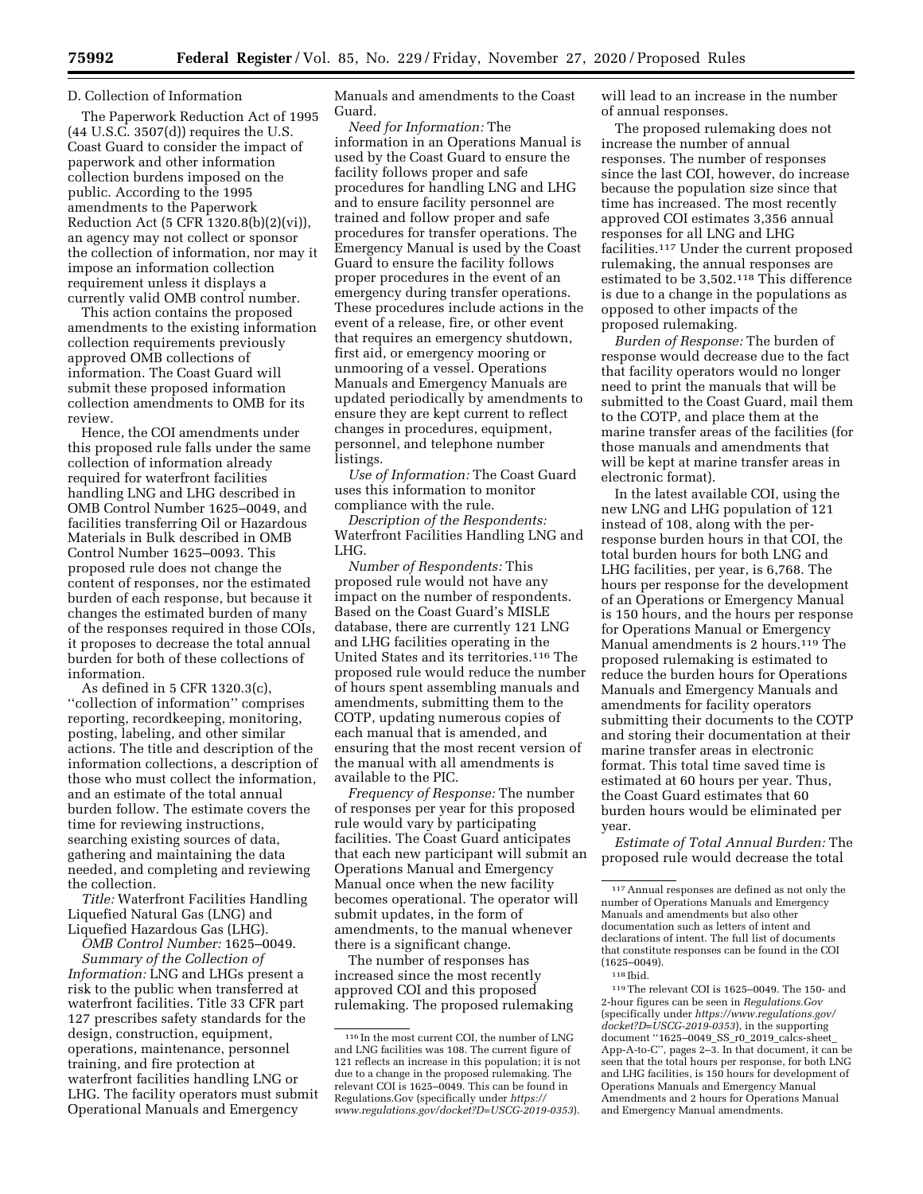D. Collection of Information

The Paperwork Reduction Act of 1995 (44 U.S.C. 3507(d)) requires the U.S. Coast Guard to consider the impact of paperwork and other information collection burdens imposed on the public. According to the 1995 amendments to the Paperwork Reduction Act (5 CFR 1320.8(b)(2)(vi)), an agency may not collect or sponsor the collection of information, nor may it impose an information collection requirement unless it displays a currently valid OMB control number.

This action contains the proposed amendments to the existing information collection requirements previously approved OMB collections of information. The Coast Guard will submit these proposed information collection amendments to OMB for its review.

Hence, the COI amendments under this proposed rule falls under the same collection of information already required for waterfront facilities handling LNG and LHG described in OMB Control Number 1625–0049, and facilities transferring Oil or Hazardous Materials in Bulk described in OMB Control Number 1625–0093. This proposed rule does not change the content of responses, nor the estimated burden of each response, but because it changes the estimated burden of many of the responses required in those COIs, it proposes to decrease the total annual burden for both of these collections of information.

As defined in 5 CFR 1320.3(c), ''collection of information'' comprises reporting, recordkeeping, monitoring, posting, labeling, and other similar actions. The title and description of the information collections, a description of those who must collect the information, and an estimate of the total annual burden follow. The estimate covers the time for reviewing instructions, searching existing sources of data, gathering and maintaining the data needed, and completing and reviewing the collection.

*Title:* Waterfront Facilities Handling Liquefied Natural Gas (LNG) and Liquefied Hazardous Gas (LHG).

*OMB Control Number:* 1625–0049.

*Summary of the Collection of Information:* LNG and LHGs present a risk to the public when transferred at waterfront facilities. Title 33 CFR part 127 prescribes safety standards for the design, construction, equipment, operations, maintenance, personnel training, and fire protection at waterfront facilities handling LNG or LHG. The facility operators must submit Operational Manuals and Emergency Manuals and amendments to the Coast Guard.

*Need for Information:* The information in an Operations Manual is used by the Coast Guard to ensure the facility follows proper and safe procedures for handling LNG and LHG and to ensure facility personnel are trained and follow proper and safe procedures for transfer operations. The Emergency Manual is used by the Coast Guard to ensure the facility follows proper procedures in the event of an emergency during transfer operations. These procedures include actions in the event of a release, fire, or other event that requires an emergency shutdown, first aid, or emergency mooring or unmooring of a vessel. Operations Manuals and Emergency Manuals are updated periodically by amendments to ensure they are kept current to reflect changes in procedures, equipment, personnel, and telephone number listings.

*Use of Information:* The Coast Guard uses this information to monitor compliance with the rule.

*Description of the Respondents:* Waterfront Facilities Handling LNG and LHG.

*Number of Respondents:* This proposed rule would not have any impact on the number of respondents. Based on the Coast Guard's MISLE database, there are currently 121 LNG and LHG facilities operating in the United States and its territories.[116] The proposed rule would reduce the number of hours spent assembling manuals and amendments, submitting them to the COTP, updating numerous copies of each manual that is amended, and ensuring that the most recent version of the manual with all amendments is available to the PIC.

*Frequency of Response:* The number of responses per year for this proposed rule would vary by participating facilities. The Coast Guard anticipates that each new participant will submit an Operations Manual and Emergency Manual once when the new facility becomes operational. The operator will submit updates, in the form of amendments, to the manual whenever there is a significant change.

The number of responses has increased since the most recently approved COI and this proposed rulemaking. The proposed rulemaking will lead to an increase in the number of annual responses.

The proposed rulemaking does not increase the number of annual responses. The number of responses since the last COI, however, do increase because the population size since that time has increased. The most recently approved COI estimates 3,356 annual responses for all LNG and LHG facilities.[117] Under the current proposed rulemaking, the annual responses are estimated to be 3,502.[118] This difference is due to a change in the populations as opposed to other impacts of the proposed rulemaking.

*Burden of Response:* The burden of response would decrease due to the fact that facility operators would no longer need to print the manuals that will be submitted to the Coast Guard, mail them to the COTP, and place them at the marine transfer areas of the facilities (for those manuals and amendments that will be kept at marine transfer areas in electronic format).

In the latest available COI, using the new LNG and LHG population of 121 instead of 108, along with the per-response burden hours in that COI, the total burden hours for both LNG and LHG facilities, per year, is 6,768. The hours per response for the development of an Operations or Emergency Manual is 150 hours, and the hours per response for Operations Manual or Emergency Manual amendments is 2 hours.[119] The proposed rulemaking is estimated to reduce the burden hours for Operations Manuals and Emergency Manuals and amendments for facility operators submitting their documents to the COTP and storing their documentation at their marine transfer areas in electronic format. This total time saved time is estimated at 60 hours per year. Thus, the Coast Guard estimates that 60 burden hours would be eliminated per year.

*Estimate of Total Annual Burden:* The proposed rule would decrease the total

---

[116] In the most current COI, the number of LNG and LNG facilities was 108. The current figure of 121 reflects an increase in this population; it is not due to a change in the proposed rulemaking. The relevant COI is 1625–0049. This can be found in Regulations.Gov (specifically under *https://www.regulations.gov/docket?D=USCG-2019-0353*).

[117] Annual responses are defined as not only the number of Operations Manuals and Emergency Manuals and amendments but also other documentation such as letters of intent and declarations of intent. The full list of documents that constitute responses can be found in the COI (1625–0049).

[118] Ibid.

[119] The relevant COI is 1625–0049. The 150- and 2-hour figures can be seen in *Regulations.Gov* (specifically under *https://www.regulations.gov/docket?D=USCG-2019-0353*), in the supporting document ''1625–0049_SS_r0_2019_calcs-sheet_App-A-to-C'', pages 2–3. In that document, it can be seen that the total hours per response, for both LNG and LHG facilities, is 150 hours for development of Operations Manuals and Emergency Manual Amendments and 2 hours for Operations Manual and Emergency Manual amendments.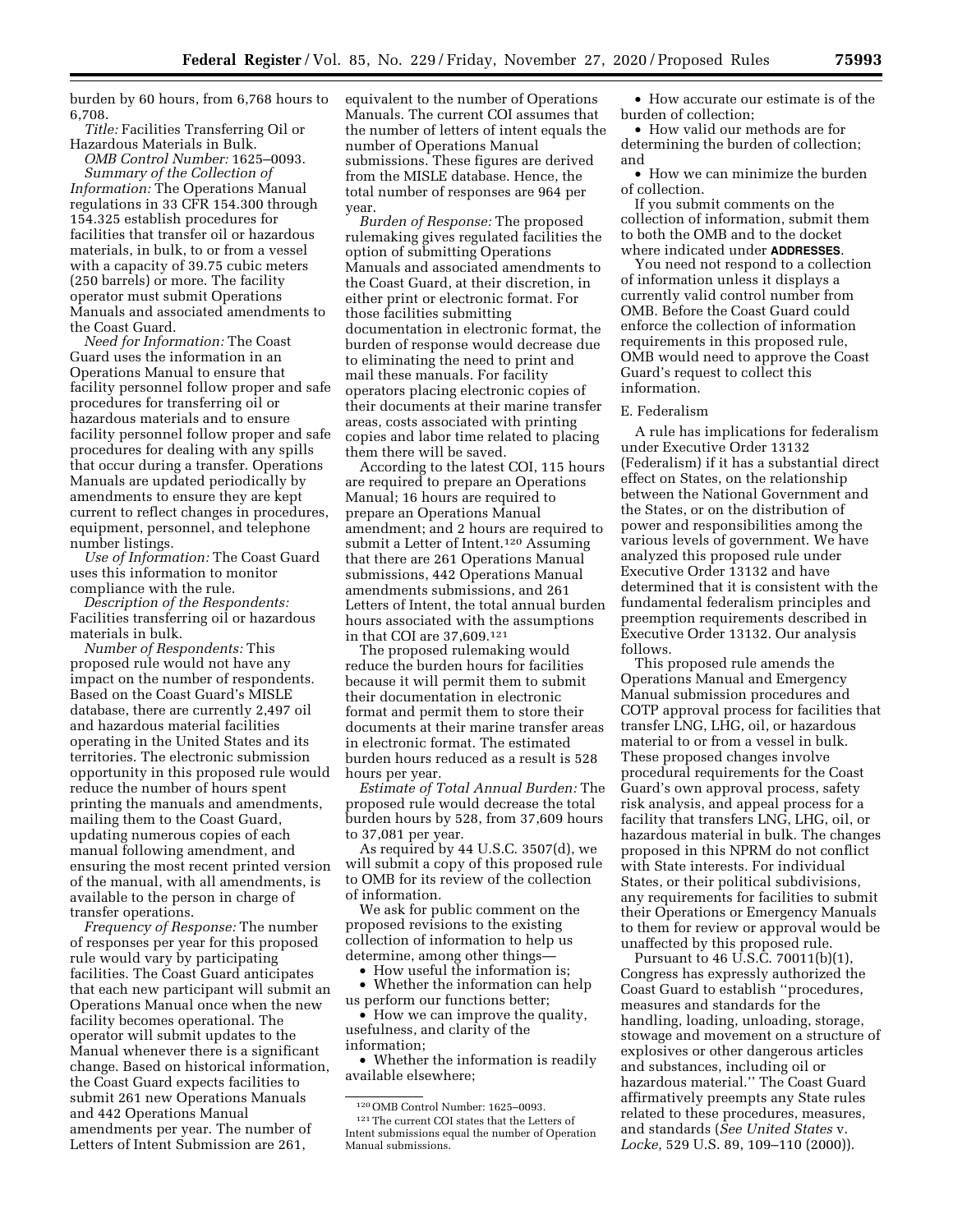burden by 60 hours, from 6,768 hours to 6,708.

*Title:* Facilities Transferring Oil or Hazardous Materials in Bulk.

*OMB Control Number:* 1625–0093.

*Summary of the Collection of Information:* The Operations Manual regulations in 33 CFR 154.300 through 154.325 establish procedures for facilities that transfer oil or hazardous materials, in bulk, to or from a vessel with a capacity of 39.75 cubic meters (250 barrels) or more. The facility operator must submit Operations Manuals and associated amendments to the Coast Guard.

*Need for Information:* The Coast Guard uses the information in an Operations Manual to ensure that facility personnel follow proper and safe procedures for transferring oil or hazardous materials and to ensure facility personnel follow proper and safe procedures for dealing with any spills that occur during a transfer. Operations Manuals are updated periodically by amendments to ensure they are kept current to reflect changes in procedures, equipment, personnel, and telephone number listings.

*Use of Information:* The Coast Guard uses this information to monitor compliance with the rule.

*Description of the Respondents:* Facilities transferring oil or hazardous materials in bulk.

*Number of Respondents:* This proposed rule would not have any impact on the number of respondents. Based on the Coast Guard's MISLE database, there are currently 2,497 oil and hazardous material facilities operating in the United States and its territories. The electronic submission opportunity in this proposed rule would reduce the number of hours spent printing the manuals and amendments, mailing them to the Coast Guard, updating numerous copies of each manual following amendment, and ensuring the most recent printed version of the manual, with all amendments, is available to the person in charge of transfer operations.

*Frequency of Response:* The number of responses per year for this proposed rule would vary by participating facilities. The Coast Guard anticipates that each new participant will submit an Operations Manual once when the new facility becomes operational. The operator will submit updates to the Manual whenever there is a significant change. Based on historical information, the Coast Guard expects facilities to submit 261 new Operations Manuals and 442 Operations Manual amendments per year. The number of Letters of Intent Submission are 261, equivalent to the number of Operations Manuals. The current COI assumes that the number of letters of intent equals the number of Operations Manual submissions. These figures are derived from the MISLE database. Hence, the total number of responses are 964 per year.

*Burden of Response:* The proposed rulemaking gives regulated facilities the option of submitting Operations Manuals and associated amendments to the Coast Guard, at their discretion, in either print or electronic format. For those facilities submitting documentation in electronic format, the burden of response would decrease due to eliminating the need to print and mail these manuals. For facility operators placing electronic copies of their documents at their marine transfer areas, costs associated with printing copies and labor time related to placing them there will be saved.

According to the latest COI, 115 hours are required to prepare an Operations Manual; 16 hours are required to prepare an Operations Manual amendment; and 2 hours are required to submit a Letter of Intent.[120] Assuming that there are 261 Operations Manual submissions, 442 Operations Manual amendments submissions, and 261 Letters of Intent, the total annual burden hours associated with the assumptions in that COI are 37,609.[121]

The proposed rulemaking would reduce the burden hours for facilities because it will permit them to submit their documentation in electronic format and permit them to store their documents at their marine transfer areas in electronic format. The estimated burden hours reduced as a result is 528 hours per year.

*Estimate of Total Annual Burden:* The proposed rule would decrease the total burden hours by 528, from 37,609 hours to 37,081 per year.

As required by 44 U.S.C. 3507(d), we will submit a copy of this proposed rule to OMB for its review of the collection of information.

We ask for public comment on the proposed revisions to the existing collection of information to help us determine, among other things—

- How useful the information is;
- Whether the information can help us perform our functions better;
- How we can improve the quality, usefulness, and clarity of the information;
- Whether the information is readily available elsewhere;
- How accurate our estimate is of the burden of collection;
- How valid our methods are for determining the burden of collection; and
- How we can minimize the burden of collection.

If you submit comments on the collection of information, submit them to both the OMB and to the docket where indicated under **ADDRESSES**.

You need not respond to a collection of information unless it displays a currently valid control number from OMB. Before the Coast Guard could enforce the collection of information requirements in this proposed rule, OMB would need to approve the Coast Guard's request to collect this information.

### E. Federalism

A rule has implications for federalism under Executive Order 13132 (Federalism) if it has a substantial direct effect on States, on the relationship between the National Government and the States, or on the distribution of power and responsibilities among the various levels of government. We have analyzed this proposed rule under Executive Order 13132 and have determined that it is consistent with the fundamental federalism principles and preemption requirements described in Executive Order 13132. Our analysis follows.

This proposed rule amends the Operations Manual and Emergency Manual submission procedures and COTP approval process for facilities that transfer LNG, LHG, oil, or hazardous material to or from a vessel in bulk. These proposed changes involve procedural requirements for the Coast Guard's own approval process, safety risk analysis, and appeal process for a facility that transfers LNG, LHG, oil, or hazardous material in bulk. The changes proposed in this NPRM do not conflict with State interests. For individual States, or their political subdivisions, any requirements for facilities to submit their Operations or Emergency Manuals to them for review or approval would be unaffected by this proposed rule.

Pursuant to 46 U.S.C. 70011(b)(1), Congress has expressly authorized the Coast Guard to establish "procedures, measures and standards for the handling, loading, unloading, storage, stowage and movement on a structure of explosives or other dangerous articles and substances, including oil or hazardous material." The Coast Guard affirmatively preempts any State rules related to these procedures, measures, and standards (*See United States* v. *Locke,* 529 U.S. 89, 109–110 (2000)).

---

[120] OMB Control Number: 1625–0093.

[121] The current COI states that the Letters of Intent submissions equal the number of Operation Manual submissions.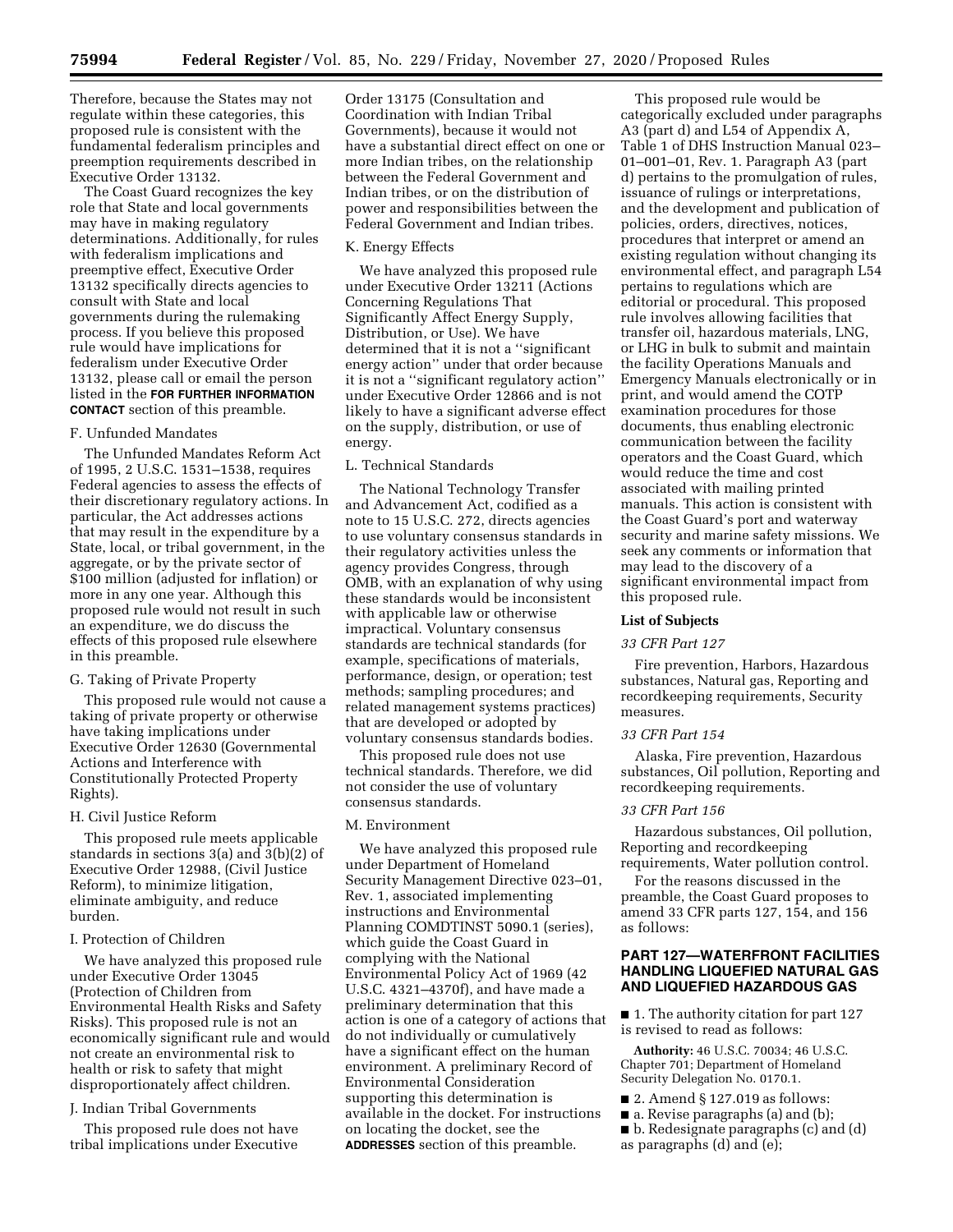Therefore, because the States may not regulate within these categories, this proposed rule is consistent with the fundamental federalism principles and preemption requirements described in Executive Order 13132.

The Coast Guard recognizes the key role that State and local governments may have in making regulatory determinations. Additionally, for rules with federalism implications and preemptive effect, Executive Order 13132 specifically directs agencies to consult with State and local governments during the rulemaking process. If you believe this proposed rule would have implications for federalism under Executive Order 13132, please call or email the person listed in the **FOR FURTHER INFORMATION CONTACT** section of this preamble.

F. Unfunded Mandates

The Unfunded Mandates Reform Act of 1995, 2 U.S.C. 1531–1538, requires Federal agencies to assess the effects of their discretionary regulatory actions. In particular, the Act addresses actions that may result in the expenditure by a State, local, or tribal government, in the aggregate, or by the private sector of $100 million (adjusted for inflation) or more in any one year. Although this proposed rule would not result in such an expenditure, we do discuss the effects of this proposed rule elsewhere in this preamble.

G. Taking of Private Property

This proposed rule would not cause a taking of private property or otherwise have taking implications under Executive Order 12630 (Governmental Actions and Interference with Constitutionally Protected Property Rights).

H. Civil Justice Reform

This proposed rule meets applicable standards in sections 3(a) and 3(b)(2) of Executive Order 12988, (Civil Justice Reform), to minimize litigation, eliminate ambiguity, and reduce burden.

I. Protection of Children

We have analyzed this proposed rule under Executive Order 13045 (Protection of Children from Environmental Health Risks and Safety Risks). This proposed rule is not an economically significant rule and would not create an environmental risk to health or risk to safety that might disproportionately affect children.

J. Indian Tribal Governments

This proposed rule does not have tribal implications under Executive Order 13175 (Consultation and Coordination with Indian Tribal Governments), because it would not have a substantial direct effect on one or more Indian tribes, on the relationship between the Federal Government and Indian tribes, or on the distribution of power and responsibilities between the Federal Government and Indian tribes.

K. Energy Effects

We have analyzed this proposed rule under Executive Order 13211 (Actions Concerning Regulations That Significantly Affect Energy Supply, Distribution, or Use). We have determined that it is not a ''significant energy action'' under that order because it is not a ''significant regulatory action'' under Executive Order 12866 and is not likely to have a significant adverse effect on the supply, distribution, or use of energy.

L. Technical Standards

The National Technology Transfer and Advancement Act, codified as a note to 15 U.S.C. 272, directs agencies to use voluntary consensus standards in their regulatory activities unless the agency provides Congress, through OMB, with an explanation of why using these standards would be inconsistent with applicable law or otherwise impractical. Voluntary consensus standards are technical standards (for example, specifications of materials, performance, design, or operation; test methods; sampling procedures; and related management systems practices) that are developed or adopted by voluntary consensus standards bodies.

This proposed rule does not use technical standards. Therefore, we did not consider the use of voluntary consensus standards.

M. Environment

We have analyzed this proposed rule under Department of Homeland Security Management Directive 023–01, Rev. 1, associated implementing instructions and Environmental Planning COMDTINST 5090.1 (series), which guide the Coast Guard in complying with the National Environmental Policy Act of 1969 (42 U.S.C. 4321–4370f), and have made a preliminary determination that this action is one of a category of actions that do not individually or cumulatively have a significant effect on the human environment. A preliminary Record of Environmental Consideration supporting this determination is available in the docket. For instructions on locating the docket, see the **ADDRESSES** section of this preamble.

This proposed rule would be categorically excluded under paragraphs A3 (part d) and L54 of Appendix A, Table 1 of DHS Instruction Manual 023–01–001–01, Rev. 1. Paragraph A3 (part d) pertains to the promulgation of rules, issuance of rulings or interpretations, and the development and publication of policies, orders, directives, notices, procedures that interpret or amend an existing regulation without changing its environmental effect, and paragraph L54 pertains to regulations which are editorial or procedural. This proposed rule involves allowing facilities that transfer oil, hazardous materials, LNG, or LHG in bulk to submit and maintain the facility Operations Manuals and Emergency Manuals electronically or in print, and would amend the COTP examination procedures for those documents, thus enabling electronic communication between the facility operators and the Coast Guard, which would reduce the time and cost associated with mailing printed manuals. This action is consistent with the Coast Guard's port and waterway security and marine safety missions. We seek any comments or information that may lead to the discovery of a significant environmental impact from this proposed rule.

**List of Subjects**

*33 CFR Part 127*

Fire prevention, Harbors, Hazardous substances, Natural gas, Reporting and recordkeeping requirements, Security measures.

*33 CFR Part 154*

Alaska, Fire prevention, Hazardous substances, Oil pollution, Reporting and recordkeeping requirements.

*33 CFR Part 156*

Hazardous substances, Oil pollution, Reporting and recordkeeping requirements, Water pollution control.

For the reasons discussed in the preamble, the Coast Guard proposes to amend 33 CFR parts 127, 154, and 156 as follows:

## PART 127—WATERFRONT FACILITIES HANDLING LIQUEFIED NATURAL GAS AND LIQUEFIED HAZARDOUS GAS

■ 1. The authority citation for part 127 is revised to read as follows:

**Authority:** 46 U.S.C. 70034; 46 U.S.C. Chapter 701; Department of Homeland Security Delegation No. 0170.1.

■ 2. Amend § 127.019 as follows:

■ a. Revise paragraphs (a) and (b);

■ b. Redesignate paragraphs (c) and (d) as paragraphs (d) and (e);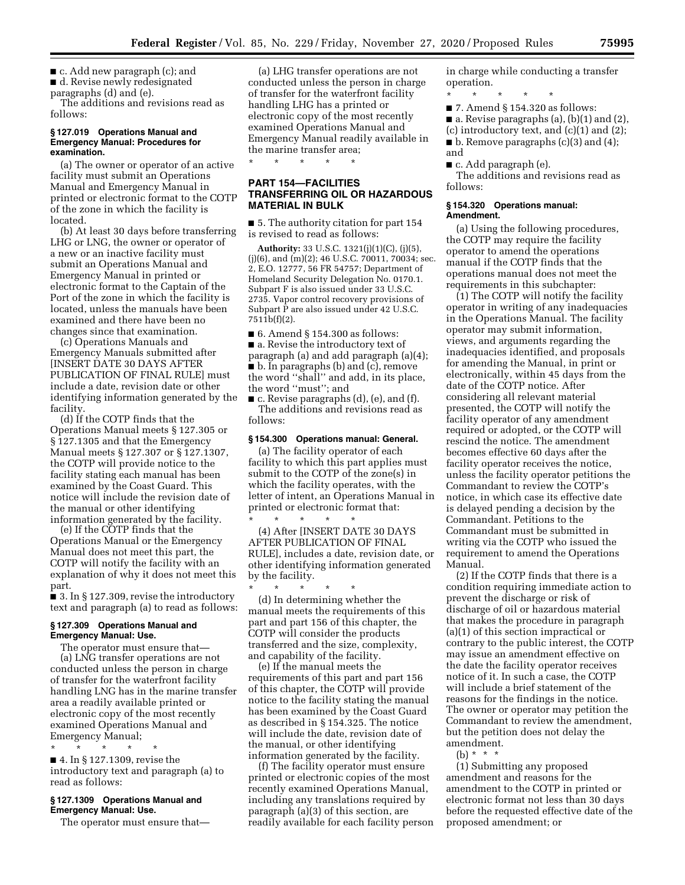■ c. Add new paragraph (c); and

■ d. Revise newly redesignated paragraphs (d) and (e).

The additions and revisions read as follows:

#### § 127.019 Operations Manual and Emergency Manual: Procedures for examination.

(a) The owner or operator of an active facility must submit an Operations Manual and Emergency Manual in printed or electronic format to the COTP of the zone in which the facility is located.

(b) At least 30 days before transferring LHG or LNG, the owner or operator of a new or an inactive facility must submit an Operations Manual and Emergency Manual in printed or electronic format to the Captain of the Port of the zone in which the facility is located, unless the manuals have been examined and there have been no changes since that examination.

(c) Operations Manuals and Emergency Manuals submitted after [INSERT DATE 30 DAYS AFTER PUBLICATION OF FINAL RULE] must include a date, revision date or other identifying information generated by the facility.

(d) If the COTP finds that the Operations Manual meets § 127.305 or § 127.1305 and that the Emergency Manual meets § 127.307 or § 127.1307, the COTP will provide notice to the facility stating each manual has been examined by the Coast Guard. This notice will include the revision date of the manual or other identifying information generated by the facility.

(e) If the COTP finds that the Operations Manual or the Emergency Manual does not meet this part, the COTP will notify the facility with an explanation of why it does not meet this part.

■ 3. In § 127.309, revise the introductory text and paragraph (a) to read as follows:

#### § 127.309 Operations Manual and Emergency Manual: Use.

The operator must ensure that—

(a) LNG transfer operations are not conducted unless the person in charge of transfer for the waterfront facility handling LNG has in the marine transfer area a readily available printed or electronic copy of the most recently examined Operations Manual and Emergency Manual;

\* \* \* \* \*

■ 4. In § 127.1309, revise the introductory text and paragraph (a) to read as follows:

#### § 127.1309 Operations Manual and Emergency Manual: Use.

The operator must ensure that—

(a) LHG transfer operations are not conducted unless the person in charge of transfer for the waterfront facility handling LHG has a printed or electronic copy of the most recently examined Operations Manual and Emergency Manual readily available in the marine transfer area;

\* \* \* \* \*

## PART 154—FACILITIES TRANSFERRING OIL OR HAZARDOUS MATERIAL IN BULK

■ 5. The authority citation for part 154 is revised to read as follows:

**Authority:** 33 U.S.C. 1321(j)(1)(C), (j)(5), (j)(6), and (m)(2); 46 U.S.C. 70011, 70034; sec. 2, E.O. 12777, 56 FR 54757; Department of Homeland Security Delegation No. 0170.1. Subpart F is also issued under 33 U.S.C. 2735. Vapor control recovery provisions of Subpart P are also issued under 42 U.S.C. 7511b(f)(2).

■ 6. Amend § 154.300 as follows:

■ a. Revise the introductory text of paragraph (a) and add paragraph (a)(4);

■ b. In paragraphs (b) and (c), remove the word ''shall'' and add, in its place, the word ''must''; and

■ c. Revise paragraphs (d), (e), and (f).

The additions and revisions read as follows:

#### § 154.300 Operations manual: General.

(a) The facility operator of each facility to which this part applies must submit to the COTP of the zone(s) in which the facility operates, with the letter of intent, an Operations Manual in printed or electronic format that:

\* \* \* \* \*

(4) After [INSERT DATE 30 DAYS AFTER PUBLICATION OF FINAL RULE], includes a date, revision date, or other identifying information generated by the facility.

\* \* \* \* \*

(d) In determining whether the manual meets the requirements of this part and part 156 of this chapter, the COTP will consider the products transferred and the size, complexity, and capability of the facility.

(e) If the manual meets the requirements of this part and part 156 of this chapter, the COTP will provide notice to the facility stating the manual has been examined by the Coast Guard as described in § 154.325. The notice will include the date, revision date of the manual, or other identifying information generated by the facility.

(f) The facility operator must ensure printed or electronic copies of the most recently examined Operations Manual, including any translations required by paragraph (a)(3) of this section, are readily available for each facility person in charge while conducting a transfer operation.

\* \* \* \* \*

■ 7. Amend § 154.320 as follows:

■ a. Revise paragraphs (a), (b)(1) and (2), (c) introductory text, and (c)(1) and (2);

■ b. Remove paragraphs (c)(3) and (4); and

■ c. Add paragraph (e).

The additions and revisions read as follows:

#### § 154.320 Operations manual: Amendment.

(a) Using the following procedures, the COTP may require the facility operator to amend the operations manual if the COTP finds that the operations manual does not meet the requirements in this subchapter:

(1) The COTP will notify the facility operator in writing of any inadequacies in the Operations Manual. The facility operator may submit information, views, and arguments regarding the inadequacies identified, and proposals for amending the Manual, in print or electronically, within 45 days from the date of the COTP notice. After considering all relevant material presented, the COTP will notify the facility operator of any amendment required or adopted, or the COTP will rescind the notice. The amendment becomes effective 60 days after the facility operator receives the notice, unless the facility operator petitions the Commandant to review the COTP's notice, in which case its effective date is delayed pending a decision by the Commandant. Petitions to the Commandant must be submitted in writing via the COTP who issued the requirement to amend the Operations Manual.

(2) If the COTP finds that there is a condition requiring immediate action to prevent the discharge or risk of discharge of oil or hazardous material that makes the procedure in paragraph (a)(1) of this section impractical or contrary to the public interest, the COTP may issue an amendment effective on the date the facility operator receives notice of it. In such a case, the COTP will include a brief statement of the reasons for the findings in the notice. The owner or operator may petition the Commandant to review the amendment, but the petition does not delay the amendment.

(b) \* \* \*

(1) Submitting any proposed amendment and reasons for the amendment to the COTP in printed or electronic format not less than 30 days before the requested effective date of the proposed amendment; or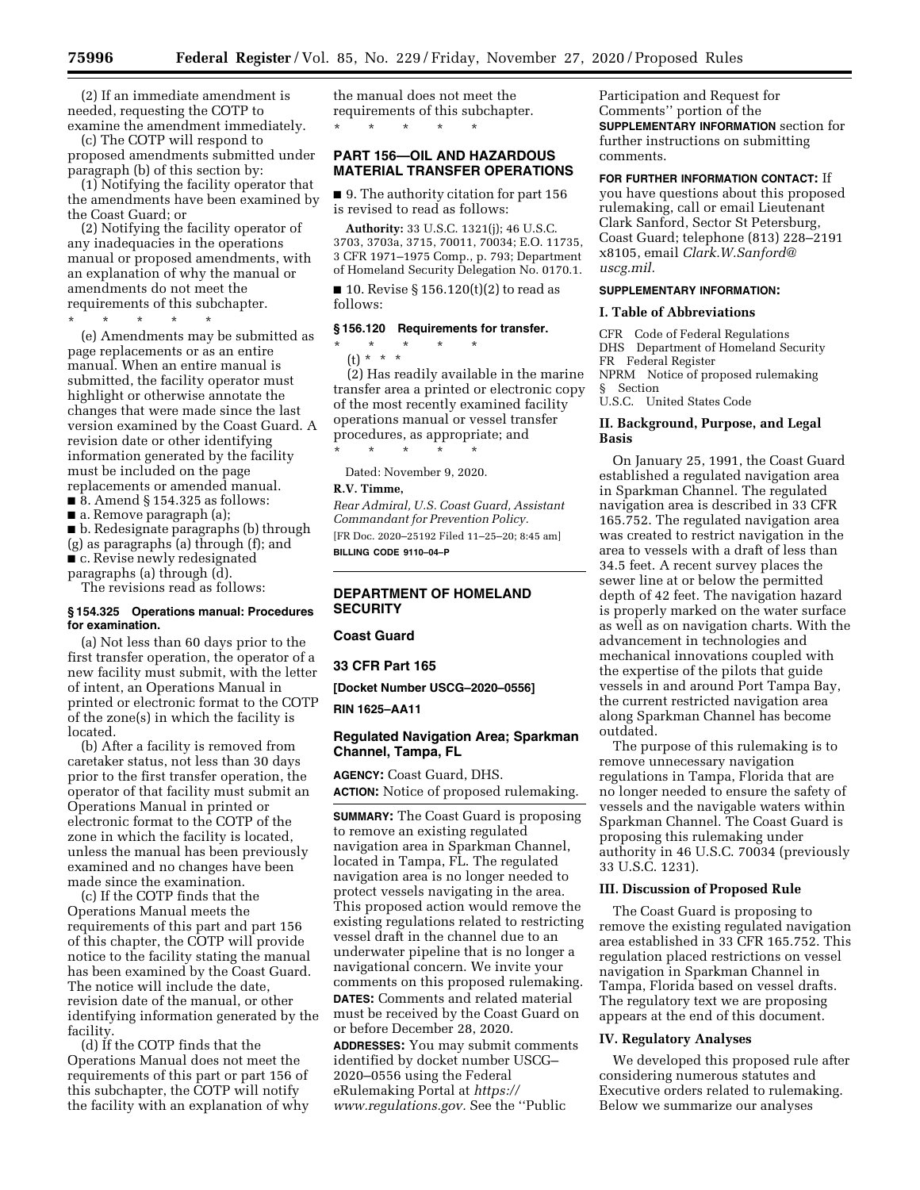(2) If an immediate amendment is needed, requesting the COTP to examine the amendment immediately.

(c) The COTP will respond to proposed amendments submitted under paragraph (b) of this section by:

(1) Notifying the facility operator that the amendments have been examined by the Coast Guard; or

(2) Notifying the facility operator of any inadequacies in the operations manual or proposed amendments, with an explanation of why the manual or amendments do not meet the requirements of this subchapter.

\* \* \* \* \*

(e) Amendments may be submitted as page replacements or as an entire manual. When an entire manual is submitted, the facility operator must highlight or otherwise annotate the changes that were made since the last version examined by the Coast Guard. A revision date or other identifying information generated by the facility must be included on the page replacements or amended manual.

■ 8. Amend § 154.325 as follows:

■ a. Remove paragraph (a);

■ b. Redesignate paragraphs (b) through (g) as paragraphs (a) through (f); and

■ c. Revise newly redesignated paragraphs (a) through (d).

The revisions read as follows:

**§ 154.325 Operations manual: Procedures for examination.**

(a) Not less than 60 days prior to the first transfer operation, the operator of a new facility must submit, with the letter of intent, an Operations Manual in printed or electronic format to the COTP of the zone(s) in which the facility is located.

(b) After a facility is removed from caretaker status, not less than 30 days prior to the first transfer operation, the operator of that facility must submit an Operations Manual in printed or electronic format to the COTP of the zone in which the facility is located, unless the manual has been previously examined and no changes have been made since the examination.

(c) If the COTP finds that the Operations Manual meets the requirements of this part and part 156 of this chapter, the COTP will provide notice to the facility stating the manual has been examined by the Coast Guard. The notice will include the date, revision date of the manual, or other identifying information generated by the facility.

(d) If the COTP finds that the Operations Manual does not meet the requirements of this part or part 156 of this subchapter, the COTP will notify the facility with an explanation of why the manual does not meet the requirements of this subchapter.

\* \* \* \* \*

## PART 156—OIL AND HAZARDOUS MATERIAL TRANSFER OPERATIONS

■ 9. The authority citation for part 156 is revised to read as follows:

**Authority:** 33 U.S.C. 1321(j); 46 U.S.C. 3703, 3703a, 3715, 70011, 70034; E.O. 11735, 3 CFR 1971–1975 Comp., p. 793; Department of Homeland Security Delegation No. 0170.1.

■ 10. Revise § 156.120(t)(2) to read as follows:

**§ 156.120 Requirements for transfer.**

\* \* \* \* \*

(t) \* \* \*

(2) Has readily available in the marine transfer area a printed or electronic copy of the most recently examined facility operations manual or vessel transfer procedures, as appropriate; and

\* \* \* \* \*

Dated: November 9, 2020.

**R.V. Timme,**

*Rear Admiral, U.S. Coast Guard, Assistant Commandant for Prevention Policy.*

[FR Doc. 2020–25192 Filed 11–25–20; 8:45 am]

**BILLING CODE 9110–04–P**

---

## DEPARTMENT OF HOMELAND SECURITY

### Coast Guard

### 33 CFR Part 165

**[Docket Number USCG–2020–0556]**

**RIN 1625–AA11**

## Regulated Navigation Area; Sparkman Channel, Tampa, FL

**AGENCY:** Coast Guard, DHS.

**ACTION:** Notice of proposed rulemaking.

**SUMMARY:** The Coast Guard is proposing to remove an existing regulated navigation area in Sparkman Channel, located in Tampa, FL. The regulated navigation area is no longer needed to protect vessels navigating in the area. This proposed action would remove the existing regulations related to restricting vessel draft in the channel due to an underwater pipeline that is no longer a navigational concern. We invite your comments on this proposed rulemaking.

**DATES:** Comments and related material must be received by the Coast Guard on or before December 28, 2020.

**ADDRESSES:** You may submit comments identified by docket number USCG–2020–0556 using the Federal eRulemaking Portal at *https://www.regulations.gov.* See the ''Public Participation and Request for Comments'' portion of the **SUPPLEMENTARY INFORMATION** section for further instructions on submitting comments.

**FOR FURTHER INFORMATION CONTACT:** If you have questions about this proposed rulemaking, call or email Lieutenant Clark Sanford, Sector St Petersburg, Coast Guard; telephone (813) 228–2191 x8105, email *Clark.W.Sanford@uscg.mil.*

**SUPPLEMENTARY INFORMATION:**

### I. Table of Abbreviations

CFR Code of Federal Regulations
DHS Department of Homeland Security
FR Federal Register
NPRM Notice of proposed rulemaking
§ Section
U.S.C. United States Code

### II. Background, Purpose, and Legal Basis

On January 25, 1991, the Coast Guard established a regulated navigation area in Sparkman Channel. The regulated navigation area is described in 33 CFR 165.752. The regulated navigation area was created to restrict navigation in the area to vessels with a draft of less than 34.5 feet. A recent survey places the sewer line at or below the permitted depth of 42 feet. The navigation hazard is properly marked on the water surface as well as on navigation charts. With the advancement in technologies and mechanical innovations coupled with the expertise of the pilots that guide vessels in and around Port Tampa Bay, the current restricted navigation area along Sparkman Channel has become outdated.

The purpose of this rulemaking is to remove unnecessary navigation regulations in Tampa, Florida that are no longer needed to ensure the safety of vessels and the navigable waters within Sparkman Channel. The Coast Guard is proposing this rulemaking under authority in 46 U.S.C. 70034 (previously 33 U.S.C. 1231).

### III. Discussion of Proposed Rule

The Coast Guard is proposing to remove the existing regulated navigation area established in 33 CFR 165.752. This regulation placed restrictions on vessel navigation in Sparkman Channel in Tampa, Florida based on vessel drafts. The regulatory text we are proposing appears at the end of this document.

### IV. Regulatory Analyses

We developed this proposed rule after considering numerous statutes and Executive orders related to rulemaking. Below we summarize our analyses